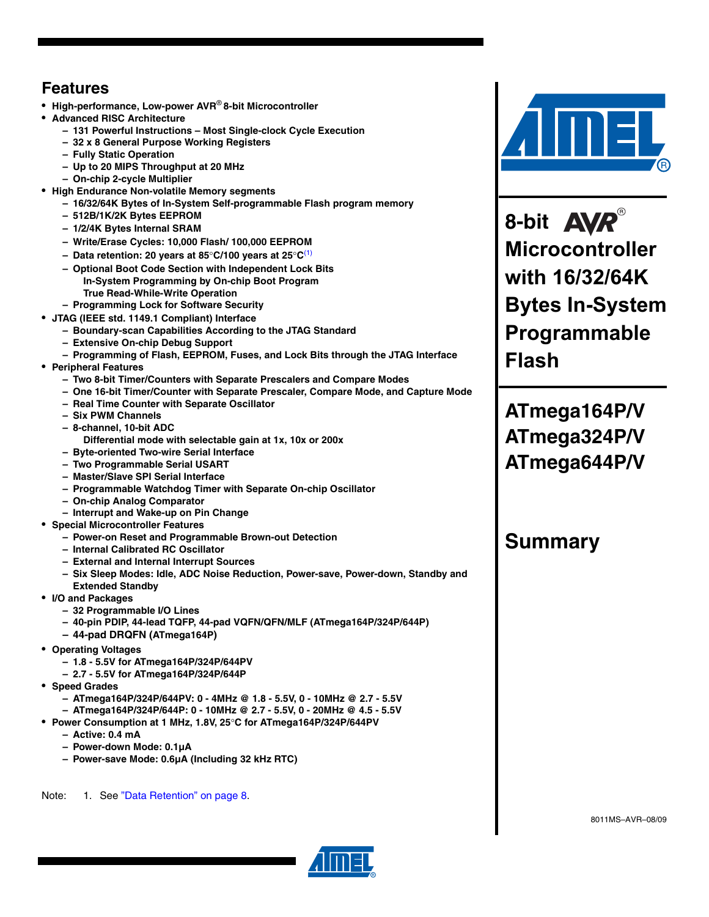# 8-bit AVR® Microcontroller with 16/32/64K Bytes In-System Programmable Flash

## ATmega164P/V
## ATmega324P/V
## ATmega644P/V

## Summary

## Features

- High-performance, Low-power AVR® 8-bit Microcontroller
- Advanced RISC Architecture
  - 131 Powerful Instructions – Most Single-clock Cycle Execution
  - 32 x 8 General Purpose Working Registers
  - Fully Static Operation
  - Up to 20 MIPS Throughput at 20 MHz
  - On-chip 2-cycle Multiplier
- High Endurance Non-volatile Memory segments
  - 16/32/64K Bytes of In-System Self-programmable Flash program memory
  - 512B/1K/2K Bytes EEPROM
  - 1/2/4K Bytes Internal SRAM
  - Write/Erase Cycles: 10,000 Flash/ 100,000 EEPROM
  - Data retention: 20 years at 85°C/100 years at 25°C[1]
  - Optional Boot Code Section with Independent Lock Bits
    In-System Programming by On-chip Boot Program
    True Read-While-Write Operation
  - Programming Lock for Software Security
- JTAG (IEEE std. 1149.1 Compliant) Interface
  - Boundary-scan Capabilities According to the JTAG Standard
  - Extensive On-chip Debug Support
  - Programming of Flash, EEPROM, Fuses, and Lock Bits through the JTAG Interface
- Peripheral Features
  - Two 8-bit Timer/Counters with Separate Prescalers and Compare Modes
  - One 16-bit Timer/Counter with Separate Prescaler, Compare Mode, and Capture Mode
  - Real Time Counter with Separate Oscillator
  - Six PWM Channels
  - 8-channel, 10-bit ADC
    Differential mode with selectable gain at 1x, 10x or 200x
  - Byte-oriented Two-wire Serial Interface
  - Two Programmable Serial USART
  - Master/Slave SPI Serial Interface
  - Programmable Watchdog Timer with Separate On-chip Oscillator
  - On-chip Analog Comparator
  - Interrupt and Wake-up on Pin Change
- Special Microcontroller Features
  - Power-on Reset and Programmable Brown-out Detection
  - Internal Calibrated RC Oscillator
  - External and Internal Interrupt Sources
  - Six Sleep Modes: Idle, ADC Noise Reduction, Power-save, Power-down, Standby and Extended Standby
- I/O and Packages
  - 32 Programmable I/O Lines
  - 40-pin PDIP, 44-lead TQFP, 44-pad VQFN/QFN/MLF (ATmega164P/324P/644P)
  - 44-pad DRQFN (ATmega164P)
- Operating Voltages
  - 1.8 - 5.5V for ATmega164P/324P/644PV
  - 2.7 - 5.5V for ATmega164P/324P/644P
- Speed Grades
  - ATmega164P/324P/644PV: 0 - 4MHz @ 1.8 - 5.5V, 0 - 10MHz @ 2.7 - 5.5V
  - ATmega164P/324P/644P: 0 - 10MHz @ 2.7 - 5.5V, 0 - 20MHz @ 4.5 - 5.5V
- Power Consumption at 1 MHz, 1.8V, 25°C for ATmega164P/324P/644PV
  - Active: 0.4 mA
  - Power-down Mode: 0.1µA
  - Power-save Mode: 0.6µA (Including 32 kHz RTC)

Note: 1. See "Data Retention" on page 8.

8011MS–AVR–08/09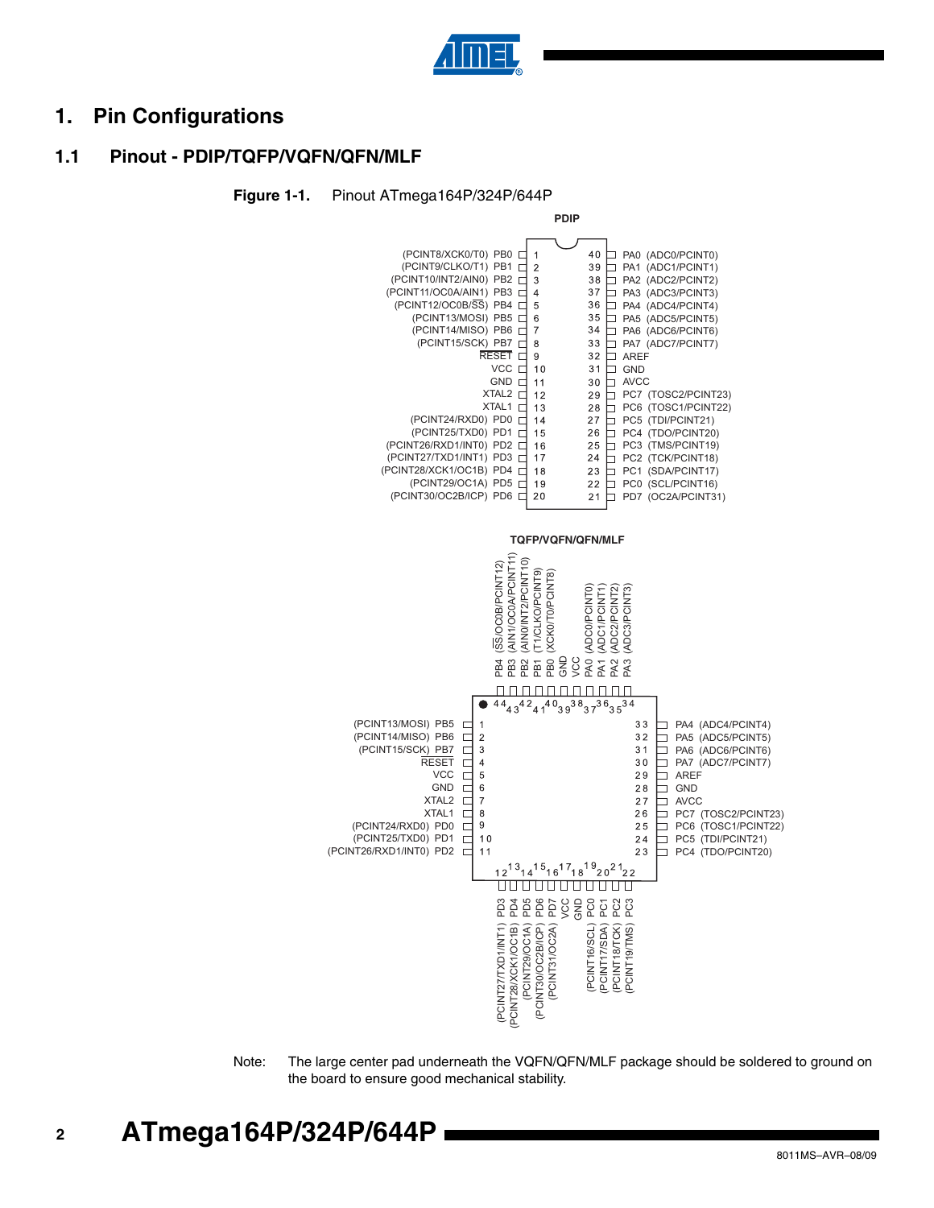# 1. Pin Configurations

## 1.1 Pinout - PDIP/TQFP/VQFN/QFN/MLF

**Figure 1-1.** Pinout ATmega164P/324P/644P

**PDIP**

| Function | Pin | Pin | Pin | Function |
|---|---|---|---|---|
| (PCINT8/XCK0/T0) PB0 | 1 | 40 | PA0 | (ADC0/PCINT0) |
| (PCINT9/CLKO/T1) PB1 | 2 | 39 | PA1 | (ADC1/PCINT1) |
| (PCINT10/INT2/AIN0) PB2 | 3 | 38 | PA2 | (ADC2/PCINT2) |
| (PCINT11/OC0A/AIN1) PB3 | 4 | 37 | PA3 | (ADC3/PCINT3) |
| (PCINT12/OC0B/SS) PB4 | 5 | 36 | PA4 | (ADC4/PCINT4) |
| (PCINT13/MOSI) PB5 | 6 | 35 | PA5 | (ADC5/PCINT5) |
| (PCINT14/MISO) PB6 | 7 | 34 | PA6 | (ADC6/PCINT6) |
| (PCINT15/SCK) PB7 | 8 | 33 | PA7 | (ADC7/PCINT7) |
| RESET | 9 | 32 | AREF | |
| VCC | 10 | 31 | GND | |
| GND | 11 | 30 | AVCC | |
| XTAL2 | 12 | 29 | PC7 | (TOSC2/PCINT23) |
| XTAL1 | 13 | 28 | PC6 | (TOSC1/PCINT22) |
| (PCINT24/RXD0) PD0 | 14 | 27 | PC5 | (TDI/PCINT21) |
| (PCINT25/TXD0) PD1 | 15 | 26 | PC4 | (TDO/PCINT20) |
| (PCINT26/RXD1/INT0) PD2 | 16 | 25 | PC3 | (TMS/PCINT19) |
| (PCINT27/TXD1/INT1) PD3 | 17 | 24 | PC2 | (TCK/PCINT18) |
| (PCINT28/XCK1/OC1B) PD4 | 18 | 23 | PC1 | (SDA/PCINT17) |
| (PCINT29/OC1A) PD5 | 19 | 22 | PC0 | (SCL/PCINT16) |
| (PCINT30/OC2B/ICP) PD6 | 20 | 21 | PD7 | (OC2A/PCINT31) |

**TQFP/VQFN/QFN/MLF**

| Pin | Name | Function |
|---|---|---|
| 1 | PB5 | (PCINT13/MOSI) |
| 2 | PB6 | (PCINT14/MISO) |
| 3 | PB7 | (PCINT15/SCK) |
| 4 | RESET | |
| 5 | VCC | |
| 6 | GND | |
| 7 | XTAL2 | |
| 8 | XTAL1 | |
| 9 | PD0 | (PCINT24/RXD0) |
| 10 | PD1 | (PCINT25/TXD0) |
| 11 | PD2 | (PCINT26/RXD1/INT0) |
| 12 | PD3 | (PCINT27/TXD1/INT1) |
| 13 | PD4 | (PCINT28/XCK1/OC1B) |
| 14 | PD5 | (PCINT29/OC1A) |
| 15 | PD6 | (PCINT30/OC2B/ICP) |
| 16 | PD7 | (PCINT31/OC2A) |
| 17 | VCC | |
| 18 | GND | |
| 19 | PC0 | (PCINT16/SCL) |
| 20 | PC1 | (PCINT17/SDA) |
| 21 | PC2 | (PCINT18/TCK) |
| 22 | PC3 | (PCINT19/TMS) |
| 23 | PC4 | (TDO/PCINT20) |
| 24 | PC5 | (TDI/PCINT21) |
| 25 | PC6 | (TOSC1/PCINT22) |
| 26 | PC7 | (TOSC2/PCINT23) |
| 27 | AVCC | |
| 28 | GND | |
| 29 | AREF | |
| 30 | PA7 | (ADC7/PCINT7) |
| 31 | PA6 | (ADC6/PCINT6) |
| 32 | PA5 | (ADC5/PCINT5) |
| 33 | PA4 | (ADC4/PCINT4) |
| 34 | PA3 | (ADC3/PCINT3) |
| 35 | PA2 | (ADC2/PCINT2) |
| 36 | PA1 | (ADC1/PCINT1) |
| 37 | PA0 | (ADC0/PCINT0) |
| 38 | VCC | |
| 39 | GND | |
| 40 | PB0 | (XCK0/T0/PCINT8) |
| 41 | PB1 | (T1/CLKO/PCINT9) |
| 42 | PB2 | (AIN0/INT2/PCINT10) |
| 43 | PB3 | (AIN1/OC0A/PCINT11) |
| 44 | PB4 | (SS/OC0B/PCINT12) |

Note: The large center pad underneath the VQFN/QFN/MLF package should be soldered to ground on the board to ensure good mechanical stability.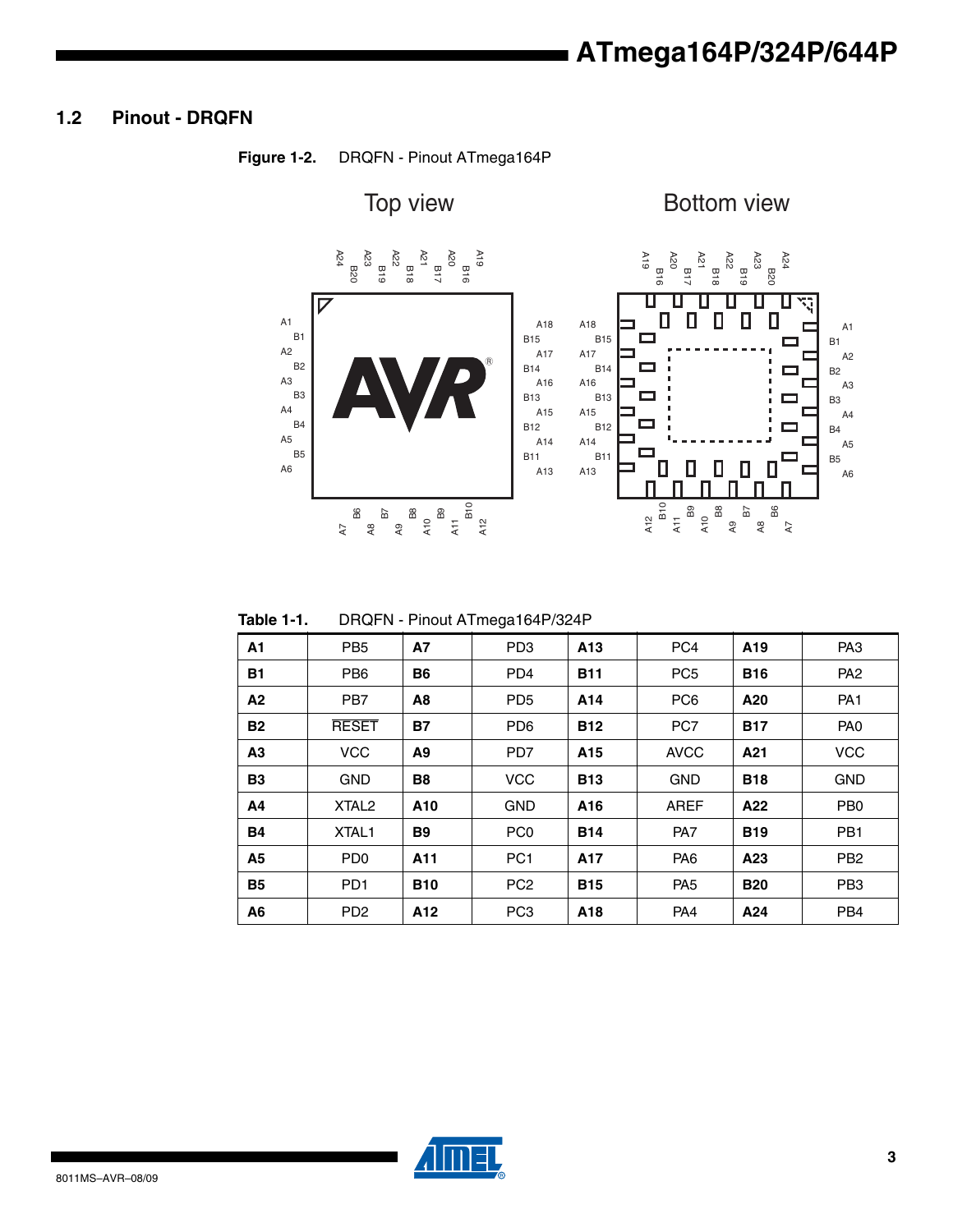## 1.2 Pinout - DRQFN

**Figure 1-2.** DRQFN - Pinout ATmega164P

**Table 1-1.** DRQFN - Pinout ATmega164P/324P

| | | | | | | | |
|---|---|---|---|---|---|---|---|
| **A1** | PB5 | **A7** | PD3 | **A13** | PC4 | **A19** | PA3 |
| **B1** | PB6 | **B6** | PD4 | **B11** | PC5 | **B16** | PA2 |
| **A2** | PB7 | **A8** | PD5 | **A14** | PC6 | **A20** | PA1 |
| **B2** | RESET | **B7** | PD6 | **B12** | PC7 | **B17** | PA0 |
| **A3** | VCC | **A9** | PD7 | **A15** | AVCC | **A21** | VCC |
| **B3** | GND | **B8** | VCC | **B13** | GND | **B18** | GND |
| **A4** | XTAL2 | **A10** | GND | **A16** | AREF | **A22** | PB0 |
| **B4** | XTAL1 | **B9** | PC0 | **B14** | PA7 | **B19** | PB1 |
| **A5** | PD0 | **A11** | PC1 | **A17** | PA6 | **A23** | PB2 |
| **B5** | PD1 | **B10** | PC2 | **B15** | PA5 | **B20** | PB3 |
| **A6** | PD2 | **A12** | PC3 | **A18** | PA4 | **A24** | PB4 |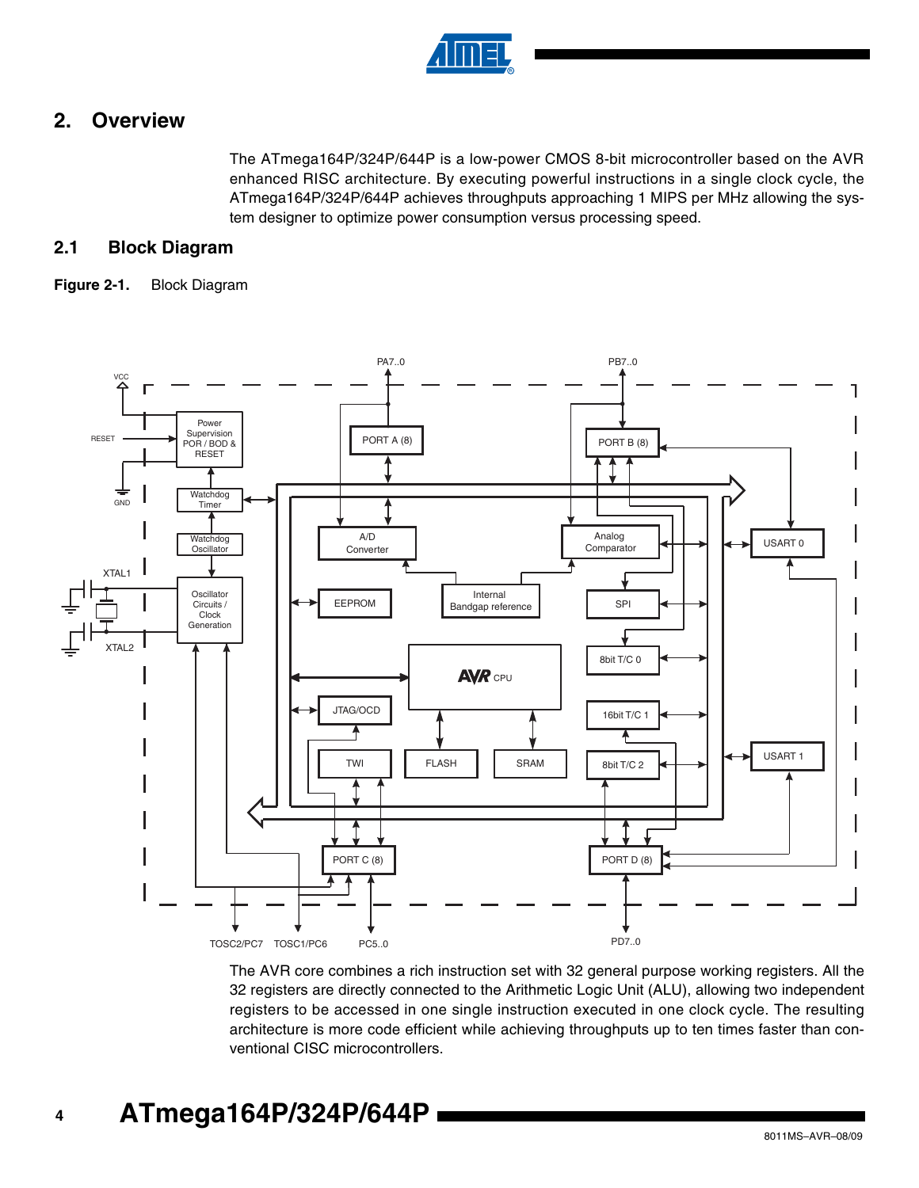# 2. Overview

The ATmega164P/324P/644P is a low-power CMOS 8-bit microcontroller based on the AVR enhanced RISC architecture. By executing powerful instructions in a single clock cycle, the ATmega164P/324P/644P achieves throughputs approaching 1 MIPS per MHz allowing the system designer to optimize power consumption versus processing speed.

## 2.1 Block Diagram

**Figure 2-1.** Block Diagram

The AVR core combines a rich instruction set with 32 general purpose working registers. All the 32 registers are directly connected to the Arithmetic Logic Unit (ALU), allowing two independent registers to be accessed in one single instruction executed in one clock cycle. The resulting architecture is more code efficient while achieving throughputs up to ten times faster than conventional CISC microcontrollers.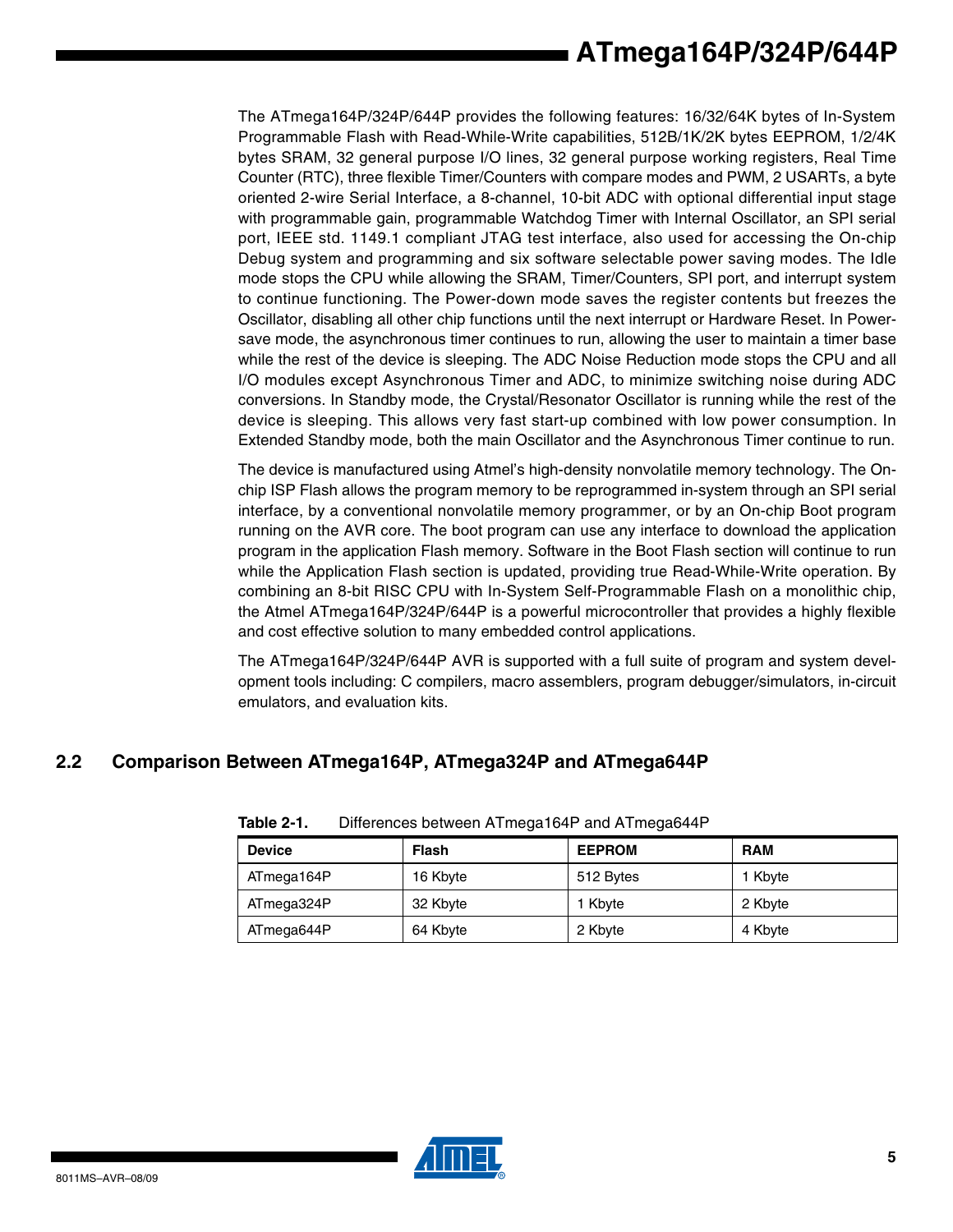The ATmega164P/324P/644P provides the following features: 16/32/64K bytes of In-System Programmable Flash with Read-While-Write capabilities, 512B/1K/2K bytes EEPROM, 1/2/4K bytes SRAM, 32 general purpose I/O lines, 32 general purpose working registers, Real Time Counter (RTC), three flexible Timer/Counters with compare modes and PWM, 2 USARTs, a byte oriented 2-wire Serial Interface, a 8-channel, 10-bit ADC with optional differential input stage with programmable gain, programmable Watchdog Timer with Internal Oscillator, an SPI serial port, IEEE std. 1149.1 compliant JTAG test interface, also used for accessing the On-chip Debug system and programming and six software selectable power saving modes. The Idle mode stops the CPU while allowing the SRAM, Timer/Counters, SPI port, and interrupt system to continue functioning. The Power-down mode saves the register contents but freezes the Oscillator, disabling all other chip functions until the next interrupt or Hardware Reset. In Power-save mode, the asynchronous timer continues to run, allowing the user to maintain a timer base while the rest of the device is sleeping. The ADC Noise Reduction mode stops the CPU and all I/O modules except Asynchronous Timer and ADC, to minimize switching noise during ADC conversions. In Standby mode, the Crystal/Resonator Oscillator is running while the rest of the device is sleeping. This allows very fast start-up combined with low power consumption. In Extended Standby mode, both the main Oscillator and the Asynchronous Timer continue to run.

The device is manufactured using Atmel's high-density nonvolatile memory technology. The On-chip ISP Flash allows the program memory to be reprogrammed in-system through an SPI serial interface, by a conventional nonvolatile memory programmer, or by an On-chip Boot program running on the AVR core. The boot program can use any interface to download the application program in the application Flash memory. Software in the Boot Flash section will continue to run while the Application Flash section is updated, providing true Read-While-Write operation. By combining an 8-bit RISC CPU with In-System Self-Programmable Flash on a monolithic chip, the Atmel ATmega164P/324P/644P is a powerful microcontroller that provides a highly flexible and cost effective solution to many embedded control applications.

The ATmega164P/324P/644P AVR is supported with a full suite of program and system development tools including: C compilers, macro assemblers, program debugger/simulators, in-circuit emulators, and evaluation kits.

## 2.2 Comparison Between ATmega164P, ATmega324P and ATmega644P

**Table 2-1.** Differences between ATmega164P and ATmega644P

| Device | Flash | EEPROM | RAM |
|---|---|---|---|
| ATmega164P | 16 Kbyte | 512 Bytes | 1 Kbyte |
| ATmega324P | 32 Kbyte | 1 Kbyte | 2 Kbyte |
| ATmega644P | 64 Kbyte | 2 Kbyte | 4 Kbyte |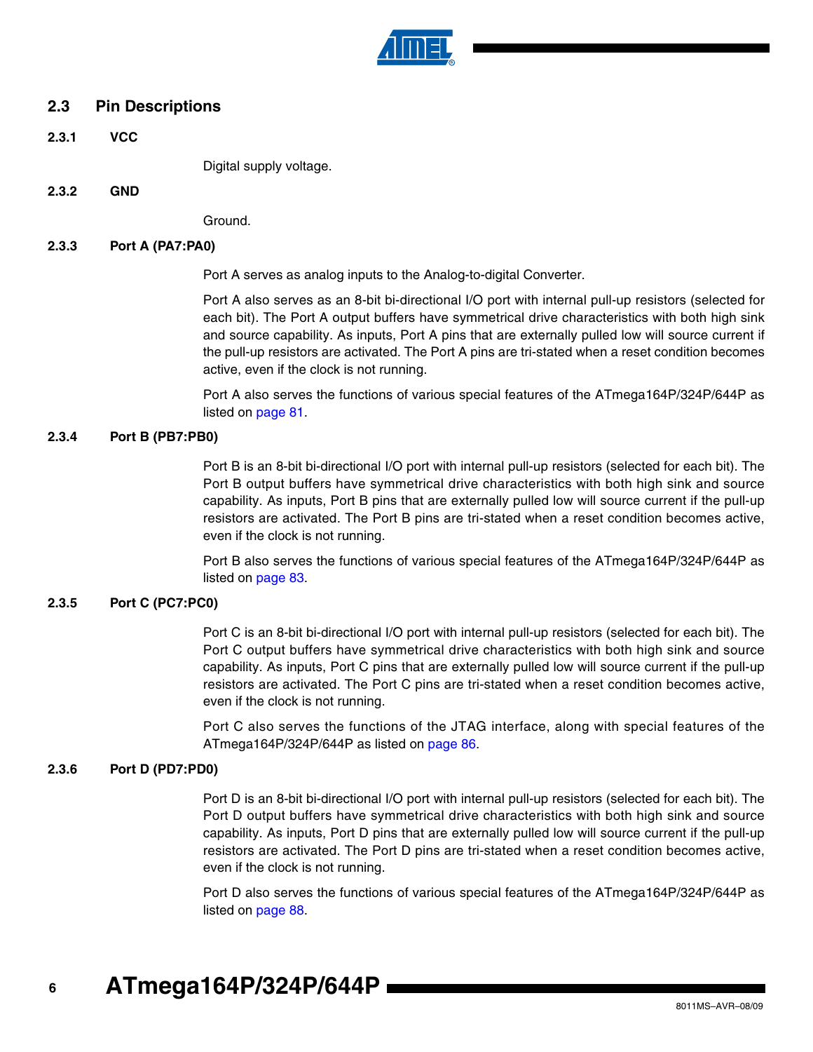## 2.3 Pin Descriptions

### 2.3.1 VCC

Digital supply voltage.

### 2.3.2 GND

Ground.

### 2.3.3 Port A (PA7:PA0)

Port A serves as analog inputs to the Analog-to-digital Converter.

Port A also serves as an 8-bit bi-directional I/O port with internal pull-up resistors (selected for each bit). The Port A output buffers have symmetrical drive characteristics with both high sink and source capability. As inputs, Port A pins that are externally pulled low will source current if the pull-up resistors are activated. The Port A pins are tri-stated when a reset condition becomes active, even if the clock is not running.

Port A also serves the functions of various special features of the ATmega164P/324P/644P as listed on page 81.

### 2.3.4 Port B (PB7:PB0)

Port B is an 8-bit bi-directional I/O port with internal pull-up resistors (selected for each bit). The Port B output buffers have symmetrical drive characteristics with both high sink and source capability. As inputs, Port B pins that are externally pulled low will source current if the pull-up resistors are activated. The Port B pins are tri-stated when a reset condition becomes active, even if the clock is not running.

Port B also serves the functions of various special features of the ATmega164P/324P/644P as listed on page 83.

### 2.3.5 Port C (PC7:PC0)

Port C is an 8-bit bi-directional I/O port with internal pull-up resistors (selected for each bit). The Port C output buffers have symmetrical drive characteristics with both high sink and source capability. As inputs, Port C pins that are externally pulled low will source current if the pull-up resistors are activated. The Port C pins are tri-stated when a reset condition becomes active, even if the clock is not running.

Port C also serves the functions of the JTAG interface, along with special features of the ATmega164P/324P/644P as listed on page 86.

### 2.3.6 Port D (PD7:PD0)

Port D is an 8-bit bi-directional I/O port with internal pull-up resistors (selected for each bit). The Port D output buffers have symmetrical drive characteristics with both high sink and source capability. As inputs, Port D pins that are externally pulled low will source current if the pull-up resistors are activated. The Port D pins are tri-stated when a reset condition becomes active, even if the clock is not running.

Port D also serves the functions of various special features of the ATmega164P/324P/644P as listed on page 88.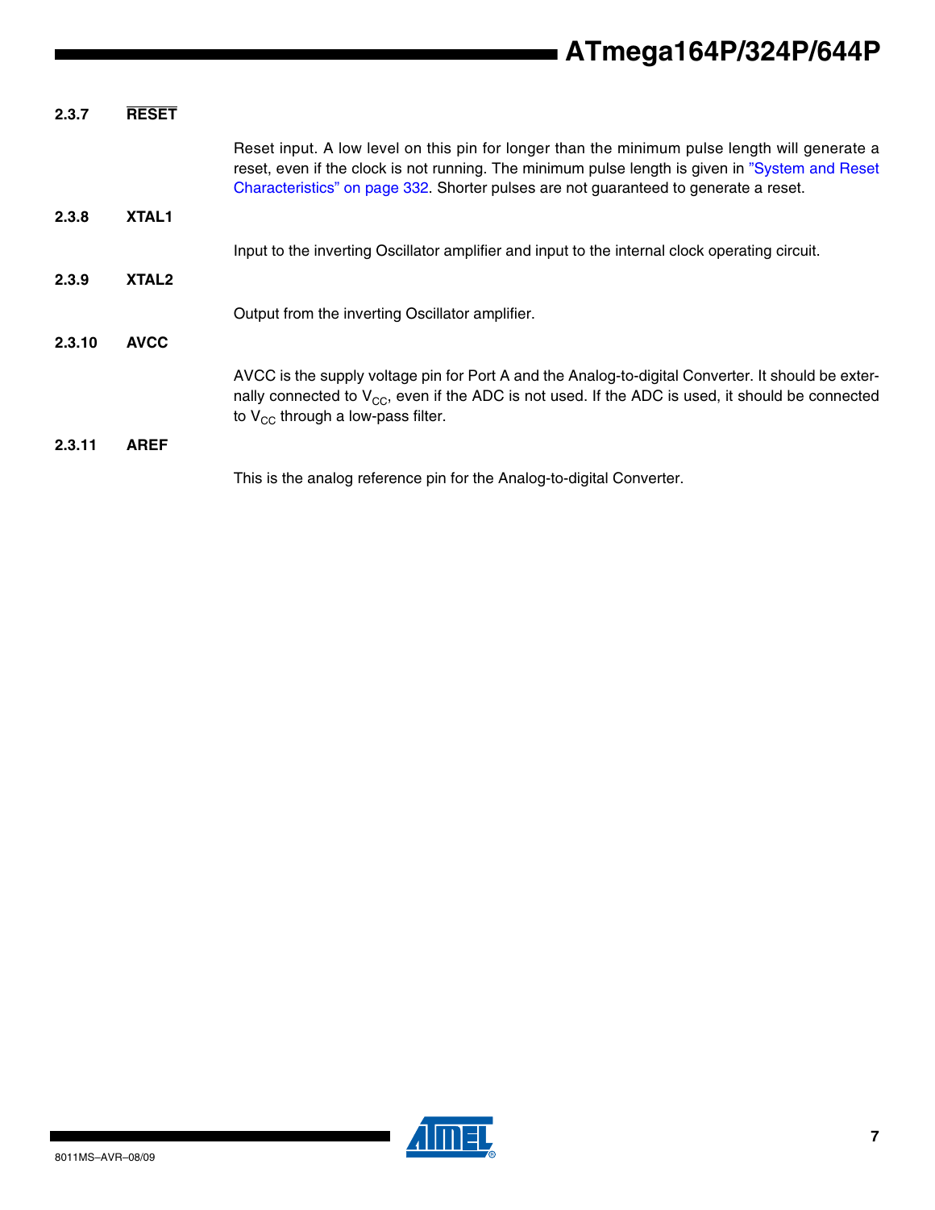### 2.3.7 $\overline{\text{RESET}}$

Reset input. A low level on this pin for longer than the minimum pulse length will generate a reset, even if the clock is not running. The minimum pulse length is given in "System and Reset Characteristics" on page 332. Shorter pulses are not guaranteed to generate a reset.

### 2.3.8 XTAL1

Input to the inverting Oscillator amplifier and input to the internal clock operating circuit.

### 2.3.9 XTAL2

Output from the inverting Oscillator amplifier.

### 2.3.10 AVCC

AVCC is the supply voltage pin for Port A and the Analog-to-digital Converter. It should be externally connected to $V_{CC}$, even if the ADC is not used. If the ADC is used, it should be connected to $V_{CC}$ through a low-pass filter.

### 2.3.11 AREF

This is the analog reference pin for the Analog-to-digital Converter.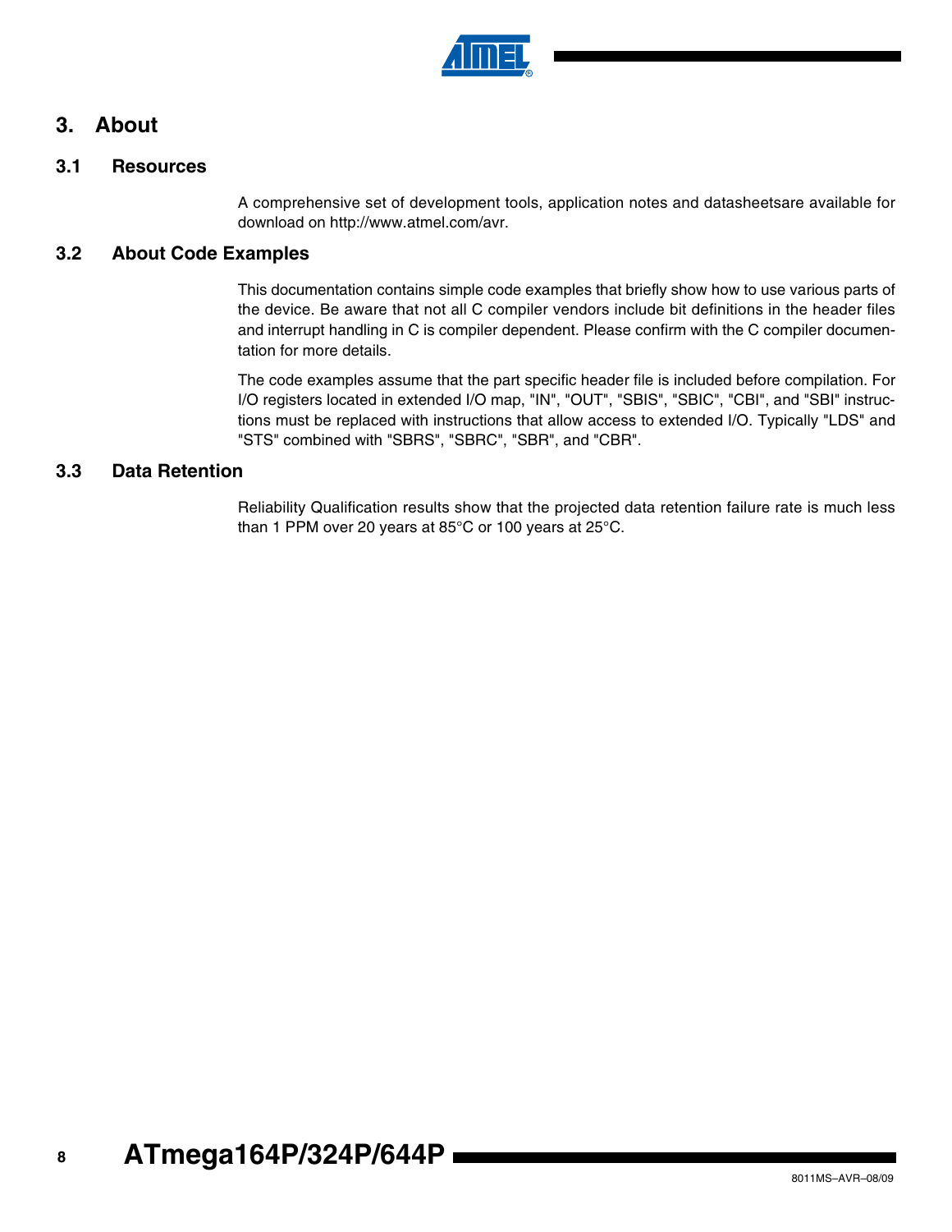# 3. About

## 3.1 Resources

A comprehensive set of development tools, application notes and datasheetsare available for download on http://www.atmel.com/avr.

## 3.2 About Code Examples

This documentation contains simple code examples that briefly show how to use various parts of the device. Be aware that not all C compiler vendors include bit definitions in the header files and interrupt handling in C is compiler dependent. Please confirm with the C compiler documentation for more details.

The code examples assume that the part specific header file is included before compilation. For I/O registers located in extended I/O map, "IN", "OUT", "SBIS", "SBIC", "CBI", and "SBI" instructions must be replaced with instructions that allow access to extended I/O. Typically "LDS" and "STS" combined with "SBRS", "SBRC", "SBR", and "CBR".

## 3.3 Data Retention

Reliability Qualification results show that the projected data retention failure rate is much less than 1 PPM over 20 years at 85°C or 100 years at 25°C.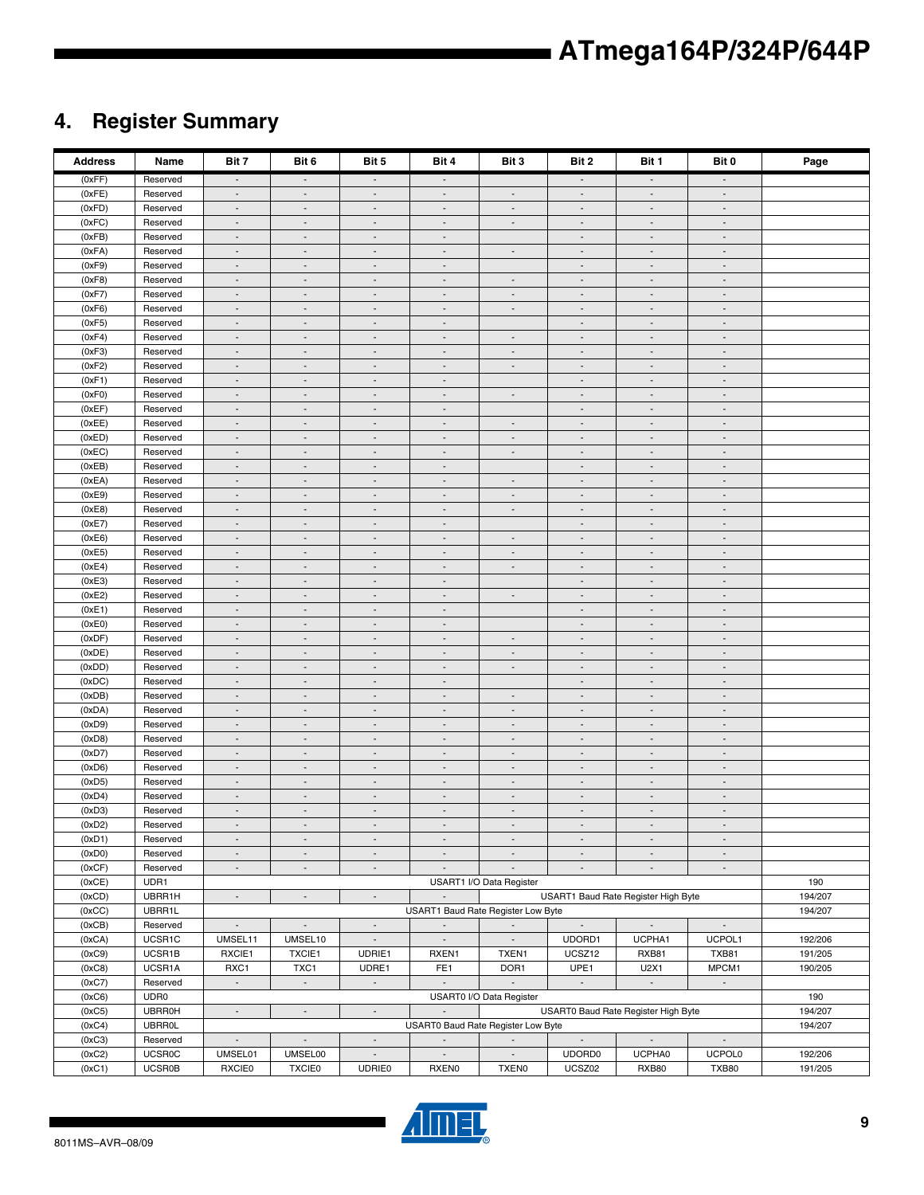## 4. Register Summary

| Address | Name | Bit 7 | Bit 6 | Bit 5 | Bit 4 | Bit 3 | Bit 2 | Bit 1 | Bit 0 | Page |
|---|---|---|---|---|---|---|---|---|---|---|
| (0xFF) | Reserved | - | - | - | - | | - | - | - | |
| (0xFE) | Reserved | - | - | - | - | - | - | - | - | |
| (0xFD) | Reserved | - | - | - | - | - | - | - | - | |
| (0xFC) | Reserved | - | - | - | - | - | - | - | - | |
| (0xFB) | Reserved | - | - | - | - | | - | - | - | |
| (0xFA) | Reserved | - | - | - | - | - | - | - | - | |
| (0xF9) | Reserved | - | - | - | - | | - | - | - | |
| (0xF8) | Reserved | - | - | - | - | - | - | - | - | |
| (0xF7) | Reserved | - | - | - | - | - | - | - | - | |
| (0xF6) | Reserved | - | - | - | - | - | - | - | - | |
| (0xF5) | Reserved | - | - | - | - | | - | - | - | |
| (0xF4) | Reserved | - | - | - | - | - | - | - | - | |
| (0xF3) | Reserved | - | - | - | - | - | - | - | - | |
| (0xF2) | Reserved | - | - | - | - | - | - | - | - | |
| (0xF1) | Reserved | - | - | - | - | | - | - | - | |
| (0xF0) | Reserved | - | - | - | - | - | - | - | - | |
| (0xEF) | Reserved | - | - | - | - | | - | - | - | |
| (0xEE) | Reserved | - | - | - | - | - | - | - | - | |
| (0xED) | Reserved | - | - | - | - | - | - | - | - | |
| (0xEC) | Reserved | - | - | - | - | - | - | - | - | |
| (0xEB) | Reserved | - | - | - | - | | - | - | - | |
| (0xEA) | Reserved | - | - | - | - | - | - | - | - | |
| (0xE9) | Reserved | - | - | - | - | - | - | - | - | |
| (0xE8) | Reserved | - | - | - | - | - | - | - | - | |
| (0xE7) | Reserved | - | - | - | - | | - | - | - | |
| (0xE6) | Reserved | - | - | - | - | - | - | - | - | |
| (0xE5) | Reserved | - | - | - | - | - | - | - | - | |
| (0xE4) | Reserved | - | - | - | - | - | - | - | - | |
| (0xE3) | Reserved | - | - | - | - | | - | - | - | |
| (0xE2) | Reserved | - | - | - | - | - | - | - | - | |
| (0xE1) | Reserved | - | - | - | - | | - | - | - | |
| (0xE0) | Reserved | - | - | - | - | | - | - | - | |
| (0xDF) | Reserved | - | - | - | - | - | - | - | - | |
| (0xDE) | Reserved | - | - | - | - | - | - | - | - | |
| (0xDD) | Reserved | - | - | - | - | - | - | - | - | |
| (0xDC) | Reserved | - | - | - | - | | - | - | - | |
| (0xDB) | Reserved | - | - | - | - | - | - | - | - | |
| (0xDA) | Reserved | - | - | - | - | - | - | - | - | |
| (0xD9) | Reserved | - | - | - | - | - | - | - | - | |
| (0xD8) | Reserved | - | - | - | - | - | - | - | - | |
| (0xD7) | Reserved | - | - | - | - | - | - | - | - | |
| (0xD6) | Reserved | - | - | - | - | - | - | - | - | |
| (0xD5) | Reserved | - | - | - | - | - | - | - | - | |
| (0xD4) | Reserved | - | - | - | - | - | - | - | - | |
| (0xD3) | Reserved | - | - | - | - | - | - | - | - | |
| (0xD2) | Reserved | - | - | - | - | - | - | - | - | |
| (0xD1) | Reserved | - | - | - | - | - | - | - | - | |
| (0xD0) | Reserved | - | - | - | - | - | - | - | - | |
| (0xCF) | Reserved | - | - | - | - | - | - | - | - | |
| (0xCE) | UDR1 | USART1 I/O Data Register | | | | | | | | 190 |
| (0xCD) | UBRR1H | - | - | - | - | USART1 Baud Rate Register High Byte | | | | 194/207 |
| (0xCC) | UBRR1L | USART1 Baud Rate Register Low Byte | | | | | | | | 194/207 |
| (0xCB) | Reserved | - | - | - | - | - | - | - | - | |
| (0xCA) | UCSR1C | UMSEL11 | UMSEL10 | - | - | - | UDORD1 | UCPHA1 | UCPOL1 | 192/206 |
| (0xC9) | UCSR1B | RXCIE1 | TXCIE1 | UDRIE1 | RXEN1 | TXEN1 | UCSZ12 | RXB81 | TXB81 | 191/205 |
| (0xC8) | UCSR1A | RXC1 | TXC1 | UDRE1 | FE1 | DOR1 | UPE1 | U2X1 | MPCM1 | 190/205 |
| (0xC7) | Reserved | - | - | - | - | - | - | - | - | |
| (0xC6) | UDR0 | USART0 I/O Data Register | | | | | | | | 190 |
| (0xC5) | UBRR0H | - | - | - | - | USART0 Baud Rate Register High Byte | | | | 194/207 |
| (0xC4) | UBRR0L | USART0 Baud Rate Register Low Byte | | | | | | | | 194/207 |
| (0xC3) | Reserved | - | - | - | - | - | - | - | - | |
| (0xC2) | UCSR0C | UMSEL01 | UMSEL00 | - | - | - | UDORD0 | UCPHA0 | UCPOL0 | 192/206 |
| (0xC1) | UCSR0B | RXCIE0 | TXCIE0 | UDRIE0 | RXEN0 | TXEN0 | UCSZ02 | RXB80 | TXB80 | 191/205 |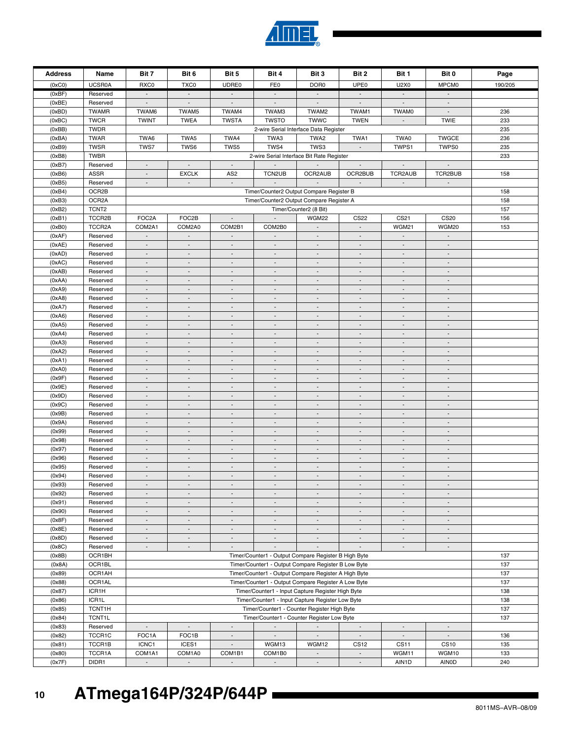| Address | Name | Bit 7 | Bit 6 | Bit 5 | Bit 4 | Bit 3 | Bit 2 | Bit 1 | Bit 0 | Page |
|---|---|---|---|---|---|---|---|---|---|---|
| (0xC0) | UCSR0A | RXC0 | TXC0 | UDRE0 | FE0 | DOR0 | UPE0 | U2X0 | MPCM0 | 190/205 |
| (0xBF) | Reserved | - | - | - | - | - | - | - | - | |
| (0xBE) | Reserved | - | - | - | - | - | - | - | - | |
| (0xBD) | TWAMR | TWAM6 | TWAM5 | TWAM4 | TWAM3 | TWAM2 | TWAM1 | TWAM0 | - | 236 |
| (0xBC) | TWCR | TWINT | TWEA | TWSTA | TWSTO | TWWC | TWEN | - | TWIE | 233 |
| (0xBB) | TWDR | 2-wire Serial Interface Data Register | | | | | | | | 235 |
| (0xBA) | TWAR | TWA6 | TWA5 | TWA4 | TWA3 | TWA2 | TWA1 | TWA0 | TWGCE | 236 |
| (0xB9) | TWSR | TWS7 | TWS6 | TWS5 | TWS4 | TWS3 | - | TWPS1 | TWPS0 | 235 |
| (0xB8) | TWBR | 2-wire Serial Interface Bit Rate Register | | | | | | | | 233 |
| (0xB7) | Reserved | - | - | - | - | - | - | - | - | |
| (0xB6) | ASSR | - | EXCLK | AS2 | TCN2UB | OCR2AUB | OCR2BUB | TCR2AUB | TCR2BUB | 158 |
| (0xB5) | Reserved | - | - | - | - | - | - | - | - | |
| (0xB4) | OCR2B | Timer/Counter2 Output Compare Register B | | | | | | | | 158 |
| (0xB3) | OCR2A | Timer/Counter2 Output Compare Register A | | | | | | | | 158 |
| (0xB2) | TCNT2 | Timer/Counter2 (8 Bit) | | | | | | | | 157 |
| (0xB1) | TCCR2B | FOC2A | FOC2B | - | - | WGM22 | CS22 | CS21 | CS20 | 156 |
| (0xB0) | TCCR2A | COM2A1 | COM2A0 | COM2B1 | COM2B0 | - | - | WGM21 | WGM20 | 153 |
| (0xAF) | Reserved | - | - | - | - | - | - | - | - | |
| (0xAE) | Reserved | - | - | - | - | - | - | - | - | |
| (0xAD) | Reserved | - | - | - | - | - | - | - | - | |
| (0xAC) | Reserved | - | - | - | - | - | - | - | - | |
| (0xAB) | Reserved | - | - | - | - | - | - | - | - | |
| (0xAA) | Reserved | - | - | - | - | - | - | - | - | |
| (0xA9) | Reserved | - | - | - | - | - | - | - | - | |
| (0xA8) | Reserved | - | - | - | - | - | - | - | - | |
| (0xA7) | Reserved | - | - | - | - | - | - | - | - | |
| (0xA6) | Reserved | - | - | - | - | - | - | - | - | |
| (0xA5) | Reserved | - | - | - | - | - | - | - | - | |
| (0xA4) | Reserved | - | - | - | - | - | - | - | - | |
| (0xA3) | Reserved | - | - | - | - | - | - | - | - | |
| (0xA2) | Reserved | - | - | - | - | - | - | - | - | |
| (0xA1) | Reserved | - | - | - | - | - | - | - | - | |
| (0xA0) | Reserved | - | - | - | - | - | - | - | - | |
| (0x9F) | Reserved | - | - | - | - | - | - | - | - | |
| (0x9E) | Reserved | - | - | - | - | - | - | - | - | |
| (0x9D) | Reserved | - | - | - | - | - | - | - | - | |
| (0x9C) | Reserved | - | - | - | - | - | - | - | - | |
| (0x9B) | Reserved | - | - | - | - | - | - | - | - | |
| (0x9A) | Reserved | - | - | - | - | - | - | - | - | |
| (0x99) | Reserved | - | - | - | - | - | - | - | - | |
| (0x98) | Reserved | - | - | - | - | - | - | - | - | |
| (0x97) | Reserved | - | - | - | - | - | - | - | - | |
| (0x96) | Reserved | - | - | - | - | - | - | - | - | |
| (0x95) | Reserved | - | - | - | - | - | - | - | - | |
| (0x94) | Reserved | - | - | - | - | - | - | - | - | |
| (0x93) | Reserved | - | - | - | - | - | - | - | - | |
| (0x92) | Reserved | - | - | - | - | - | - | - | - | |
| (0x91) | Reserved | - | - | - | - | - | - | - | - | |
| (0x90) | Reserved | - | - | - | - | - | - | - | - | |
| (0x8F) | Reserved | - | - | - | - | - | - | - | - | |
| (0x8E) | Reserved | - | - | - | - | - | - | - | - | |
| (0x8D) | Reserved | - | - | - | - | - | - | - | - | |
| (0x8C) | Reserved | - | - | - | - | - | - | - | - | |
| (0x8B) | OCR1BH | Timer/Counter1 - Output Compare Register B High Byte | | | | | | | | 137 |
| (0x8A) | OCR1BL | Timer/Counter1 - Output Compare Register B Low Byte | | | | | | | | 137 |
| (0x89) | OCR1AH | Timer/Counter1 - Output Compare Register A High Byte | | | | | | | | 137 |
| (0x88) | OCR1AL | Timer/Counter1 - Output Compare Register A Low Byte | | | | | | | | 137 |
| (0x87) | ICR1H | Timer/Counter1 - Input Capture Register High Byte | | | | | | | | 138 |
| (0x86) | ICR1L | Timer/Counter1 - Input Capture Register Low Byte | | | | | | | | 138 |
| (0x85) | TCNT1H | Timer/Counter1 - Counter Register High Byte | | | | | | | | 137 |
| (0x84) | TCNT1L | Timer/Counter1 - Counter Register Low Byte | | | | | | | | 137 |
| (0x83) | Reserved | - | - | - | - | - | - | - | - | |
| (0x82) | TCCR1C | FOC1A | FOC1B | - | - | - | - | - | - | 136 |
| (0x81) | TCCR1B | ICNC1 | ICES1 | - | WGM13 | WGM12 | CS12 | CS11 | CS10 | 135 |
| (0x80) | TCCR1A | COM1A1 | COM1A0 | COM1B1 | COM1B0 | - | - | WGM11 | WGM10 | 133 |
| (0x7F) | DIDR1 | - | - | - | - | - | - | AIN1D | AIN0D | 240 |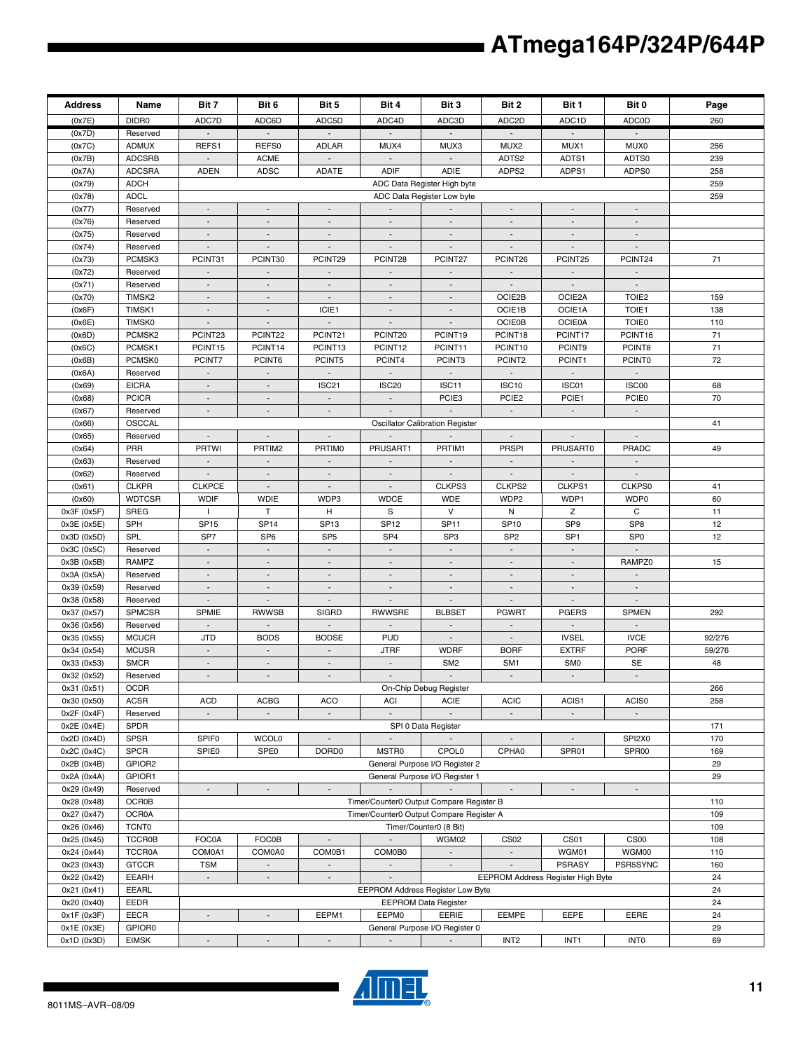| Address | Name | Bit 7 | Bit 6 | Bit 5 | Bit 4 | Bit 3 | Bit 2 | Bit 1 | Bit 0 | Page |
|---|---|---|---|---|---|---|---|---|---|---|
| (0x7E) | DIDR0 | ADC7D | ADC6D | ADC5D | ADC4D | ADC3D | ADC2D | ADC1D | ADC0D | 260 |
| (0x7D) | Reserved | - | - | - | - | - | - | - | - | |
| (0x7C) | ADMUX | REFS1 | REFS0 | ADLAR | MUX4 | MUX3 | MUX2 | MUX1 | MUX0 | 256 |
| (0x7B) | ADCSRB | - | ACME | - | - | - | ADTS2 | ADTS1 | ADTS0 | 239 |
| (0x7A) | ADCSRA | ADEN | ADSC | ADATE | ADIF | ADIE | ADPS2 | ADPS1 | ADPS0 | 258 |
| (0x79) | ADCH | ADC Data Register High byte | | | | | | | | 259 |
| (0x78) | ADCL | ADC Data Register Low byte | | | | | | | | 259 |
| (0x77) | Reserved | - | - | - | - | - | - | - | - | |
| (0x76) | Reserved | - | - | - | - | - | - | - | - | |
| (0x75) | Reserved | - | - | - | - | - | - | - | - | |
| (0x74) | Reserved | - | - | - | - | - | - | - | - | |
| (0x73) | PCMSK3 | PCINT31 | PCINT30 | PCINT29 | PCINT28 | PCINT27 | PCINT26 | PCINT25 | PCINT24 | 71 |
| (0x72) | Reserved | - | - | - | - | - | - | - | - | |
| (0x71) | Reserved | - | - | - | - | - | - | - | - | |
| (0x70) | TIMSK2 | - | - | - | - | - | OCIE2B | OCIE2A | TOIE2 | 159 |
| (0x6F) | TIMSK1 | - | - | ICIE1 | - | - | OCIE1B | OCIE1A | TOIE1 | 138 |
| (0x6E) | TIMSK0 | - | - | - | - | - | OCIE0B | OCIE0A | TOIE0 | 110 |
| (0x6D) | PCMSK2 | PCINT23 | PCINT22 | PCINT21 | PCINT20 | PCINT19 | PCINT18 | PCINT17 | PCINT16 | 71 |
| (0x6C) | PCMSK1 | PCINT15 | PCINT14 | PCINT13 | PCINT12 | PCINT11 | PCINT10 | PCINT9 | PCINT8 | 71 |
| (0x6B) | PCMSK0 | PCINT7 | PCINT6 | PCINT5 | PCINT4 | PCINT3 | PCINT2 | PCINT1 | PCINT0 | 72 |
| (0x6A) | Reserved | - | - | - | - | - | - | - | - | |
| (0x69) | EICRA | - | - | ISC21 | ISC20 | ISC11 | ISC10 | ISC01 | ISC00 | 68 |
| (0x68) | PCICR | - | - | - | - | PCIE3 | PCIE2 | PCIE1 | PCIE0 | 70 |
| (0x67) | Reserved | - | - | - | - | - | - | - | - | |
| (0x66) | OSCCAL | Oscillator Calibration Register | | | | | | | | 41 |
| (0x65) | Reserved | - | - | - | - | - | - | - | - | |
| (0x64) | PRR | PRTWI | PRTIM2 | PRTIM0 | PRUSART1 | PRTIM1 | PRSPI | PRUSART0 | PRADC | 49 |
| (0x63) | Reserved | - | - | - | - | - | - | - | - | |
| (0x62) | Reserved | - | - | - | - | - | - | - | - | |
| (0x61) | CLKPR | CLKPCE | - | - | - | CLKPS3 | CLKPS2 | CLKPS1 | CLKPS0 | 41 |
| (0x60) | WDTCSR | WDIF | WDIE | WDP3 | WDCE | WDE | WDP2 | WDP1 | WDP0 | 60 |
| 0x3F (0x5F) | SREG | I | T | H | S | V | N | Z | C | 11 |
| 0x3E (0x5E) | SPH | SP15 | SP14 | SP13 | SP12 | SP11 | SP10 | SP9 | SP8 | 12 |
| 0x3D (0x5D) | SPL | SP7 | SP6 | SP5 | SP4 | SP3 | SP2 | SP1 | SP0 | 12 |
| 0x3C (0x5C) | Reserved | - | - | - | - | - | - | - | - | |
| 0x3B (0x5B) | RAMPZ | - | - | - | - | - | - | - | RAMPZ0 | 15 |
| 0x3A (0x5A) | Reserved | - | - | - | - | - | - | - | - | |
| 0x39 (0x59) | Reserved | - | - | - | - | - | - | - | - | |
| 0x38 (0x58) | Reserved | - | - | - | - | - | - | - | - | |
| 0x37 (0x57) | SPMCSR | SPMIE | RWWSB | SIGRD | RWWSRE | BLBSET | PGWRT | PGERS | SPMEN | 292 |
| 0x36 (0x56) | Reserved | - | - | - | - | - | - | - | - | |
| 0x35 (0x55) | MCUCR | JTD | BODS | BODSE | PUD | - | - | IVSEL | IVCE | 92/276 |
| 0x34 (0x54) | MCUSR | - | - | - | JTRF | WDRF | BORF | EXTRF | PORF | 59/276 |
| 0x33 (0x53) | SMCR | - | - | - | - | SM2 | SM1 | SM0 | SE | 48 |
| 0x32 (0x52) | Reserved | - | - | - | - | - | - | - | - | |
| 0x31 (0x51) | OCDR | On-Chip Debug Register | | | | | | | | 266 |
| 0x30 (0x50) | ACSR | ACD | ACBG | ACO | ACI | ACIE | ACIC | ACIS1 | ACIS0 | 258 |
| 0x2F (0x4F) | Reserved | - | - | - | - | - | - | - | - | |
| 0x2E (0x4E) | SPDR | SPI 0 Data Register | | | | | | | | 171 |
| 0x2D (0x4D) | SPSR | SPIF0 | WCOL0 | - | - | - | - | - | SPI2X0 | 170 |
| 0x2C (0x4C) | SPCR | SPIE0 | SPE0 | DORD0 | MSTR0 | CPOL0 | CPHA0 | SPR01 | SPR00 | 169 |
| 0x2B (0x4B) | GPIOR2 | General Purpose I/O Register 2 | | | | | | | | 29 |
| 0x2A (0x4A) | GPIOR1 | General Purpose I/O Register 1 | | | | | | | | 29 |
| 0x29 (0x49) | Reserved | - | - | - | - | - | - | - | - | |
| 0x28 (0x48) | OCR0B | Timer/Counter0 Output Compare Register B | | | | | | | | 110 |
| 0x27 (0x47) | OCR0A | Timer/Counter0 Output Compare Register A | | | | | | | | 109 |
| 0x26 (0x46) | TCNT0 | Timer/Counter0 (8 Bit) | | | | | | | | 109 |
| 0x25 (0x45) | TCCR0B | FOC0A | FOC0B | - | - | WGM02 | CS02 | CS01 | CS00 | 108 |
| 0x24 (0x44) | TCCR0A | COM0A1 | COM0A0 | COM0B1 | COM0B0 | - | - | WGM01 | WGM00 | 110 |
| 0x23 (0x43) | GTCCR | TSM | - | - | - | - | - | PSRASY | PSR5SYNC | 160 |
| 0x22 (0x42) | EEARH | - | - | - | - | EEPROM Address Register High Byte | | | | 24 |
| 0x21 (0x41) | EEARL | EEPROM Address Register Low Byte | | | | | | | | 24 |
| 0x20 (0x40) | EEDR | EEPROM Data Register | | | | | | | | 24 |
| 0x1F (0x3F) | EECR | - | - | EEPM1 | EEPM0 | EERIE | EEMPE | EEPE | EERE | 24 |
| 0x1E (0x3E) | GPIOR0 | General Purpose I/O Register 0 | | | | | | | | 29 |
| 0x1D (0x3D) | EIMSK | - | - | - | - | - | INT2 | INT1 | INT0 | 69 |

8011MS–AVR–08/09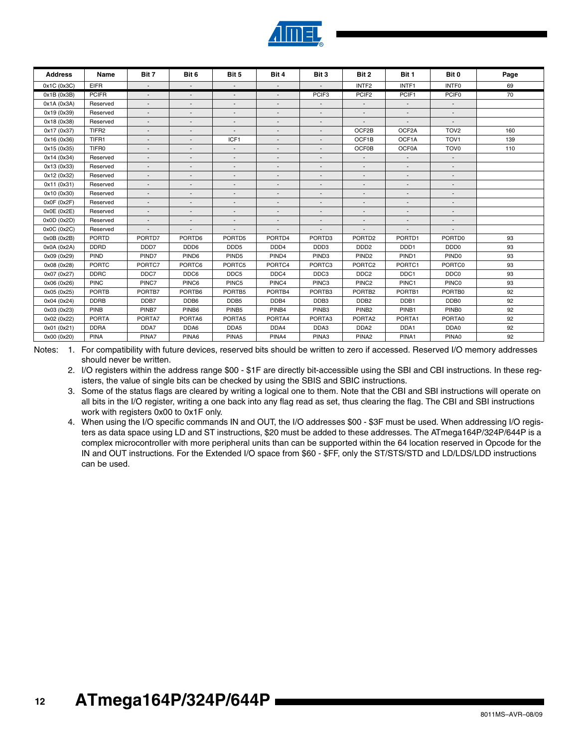| Address | Name | Bit 7 | Bit 6 | Bit 5 | Bit 4 | Bit 3 | Bit 2 | Bit 1 | Bit 0 | Page |
|---|---|---|---|---|---|---|---|---|---|---|
| 0x1C (0x3C) | EIFR | - | - | - | - | - | INTF2 | INTF1 | INTF0 | 69 |
| 0x1B (0x3B) | PCIFR | - | - | - | - | PCIF3 | PCIF2 | PCIF1 | PCIF0 | 70 |
| 0x1A (0x3A) | Reserved | - | - | - | - | - | - | - | - | |
| 0x19 (0x39) | Reserved | - | - | - | - | - | - | - | - | |
| 0x18 (0x38) | Reserved | - | - | - | - | - | - | - | - | |
| 0x17 (0x37) | TIFR2 | - | - | - | - | - | OCF2B | OCF2A | TOV2 | 160 |
| 0x16 (0x36) | TIFR1 | - | - | ICF1 | - | - | OCF1B | OCF1A | TOV1 | 139 |
| 0x15 (0x35) | TIFR0 | - | - | - | - | - | OCF0B | OCF0A | TOV0 | 110 |
| 0x14 (0x34) | Reserved | - | - | - | - | - | - | - | - | |
| 0x13 (0x33) | Reserved | - | - | - | - | - | - | - | - | |
| 0x12 (0x32) | Reserved | - | - | - | - | - | - | - | - | |
| 0x11 (0x31) | Reserved | - | - | - | - | - | - | - | - | |
| 0x10 (0x30) | Reserved | - | - | - | - | - | - | - | - | |
| 0x0F (0x2F) | Reserved | - | - | - | - | - | - | - | - | |
| 0x0E (0x2E) | Reserved | - | - | - | - | - | - | - | - | |
| 0x0D (0x2D) | Reserved | - | - | - | - | - | - | - | - | |
| 0x0C (0x2C) | Reserved | - | - | - | - | - | - | - | - | |
| 0x0B (0x2B) | PORTD | PORTD7 | PORTD6 | PORTD5 | PORTD4 | PORTD3 | PORTD2 | PORTD1 | PORTD0 | 93 |
| 0x0A (0x2A) | DDRD | DDD7 | DDD6 | DDD5 | DDD4 | DDD3 | DDD2 | DDD1 | DDD0 | 93 |
| 0x09 (0x29) | PIND | PIND7 | PIND6 | PIND5 | PIND4 | PIND3 | PIND2 | PIND1 | PIND0 | 93 |
| 0x08 (0x28) | PORTC | PORTC7 | PORTC6 | PORTC5 | PORTC4 | PORTC3 | PORTC2 | PORTC1 | PORTC0 | 93 |
| 0x07 (0x27) | DDRC | DDC7 | DDC6 | DDC5 | DDC4 | DDC3 | DDC2 | DDC1 | DDC0 | 93 |
| 0x06 (0x26) | PINC | PINC7 | PINC6 | PINC5 | PINC4 | PINC3 | PINC2 | PINC1 | PINC0 | 93 |
| 0x05 (0x25) | PORTB | PORTB7 | PORTB6 | PORTB5 | PORTB4 | PORTB3 | PORTB2 | PORTB1 | PORTB0 | 92 |
| 0x04 (0x24) | DDRB | DDB7 | DDB6 | DDB5 | DDB4 | DDB3 | DDB2 | DDB1 | DDB0 | 92 |
| 0x03 (0x23) | PINB | PINB7 | PINB6 | PINB5 | PINB4 | PINB3 | PINB2 | PINB1 | PINB0 | 92 |
| 0x02 (0x22) | PORTA | PORTA7 | PORTA6 | PORTA5 | PORTA4 | PORTA3 | PORTA2 | PORTA1 | PORTA0 | 92 |
| 0x01 (0x21) | DDRA | DDA7 | DDA6 | DDA5 | DDA4 | DDA3 | DDA2 | DDA1 | DDA0 | 92 |
| 0x00 (0x20) | PINA | PINA7 | PINA6 | PINA5 | PINA4 | PINA3 | PINA2 | PINA1 | PINA0 | 92 |

Notes:

1. For compatibility with future devices, reserved bits should be written to zero if accessed. Reserved I/O memory addresses should never be written.
2. I/O registers within the address range $00 - $1F are directly bit-accessible using the SBI and CBI instructions. In these registers, the value of single bits can be checked by using the SBIS and SBIC instructions.
3. Some of the status flags are cleared by writing a logical one to them. Note that the CBI and SBI instructions will operate on all bits in the I/O register, writing a one back into any flag read as set, thus clearing the flag. The CBI and SBI instructions work with registers 0x00 to 0x1F only.
4. When using the I/O specific commands IN and OUT, the I/O addresses $00 - $3F must be used. When addressing I/O registers as data space using LD and ST instructions, $20 must be added to these addresses. The ATmega164P/324P/644P is a complex microcontroller with more peripheral units than can be supported within the 64 location reserved in Opcode for the IN and OUT instructions. For the Extended I/O space from $60 - $FF, only the ST/STS/STD and LD/LDS/LDD instructions can be used.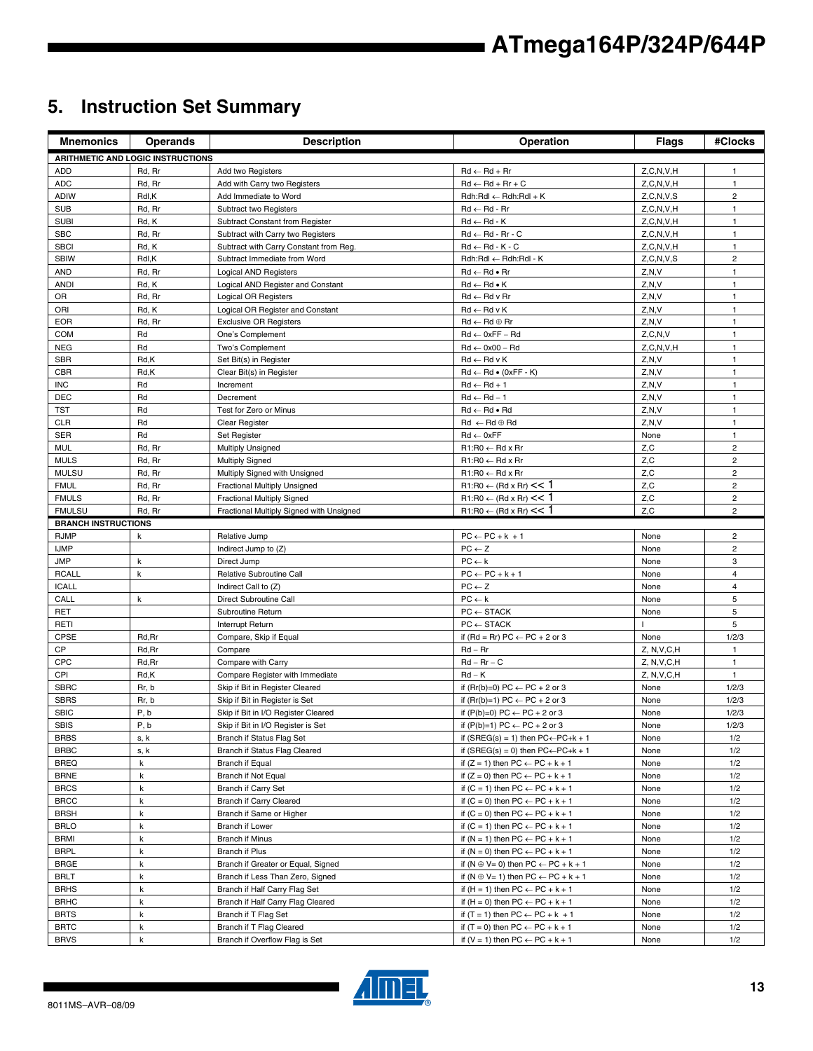# 5. Instruction Set Summary

| Mnemonics | Operands | Description | Operation | Flags | #Clocks |
|---|---|---|---|---|---|
| **ARITHMETIC AND LOGIC INSTRUCTIONS** | | | | | |
| ADD | Rd, Rr | Add two Registers | Rd ← Rd + Rr | Z,C,N,V,H | 1 |
| ADC | Rd, Rr | Add with Carry two Registers | Rd ← Rd + Rr + C | Z,C,N,V,H | 1 |
| ADIW | Rdl,K | Add Immediate to Word | Rdh:Rdl ← Rdh:Rdl + K | Z,C,N,V,S | 2 |
| SUB | Rd, Rr | Subtract two Registers | Rd ← Rd - Rr | Z,C,N,V,H | 1 |
| SUBI | Rd, K | Subtract Constant from Register | Rd ← Rd - K | Z,C,N,V,H | 1 |
| SBC | Rd, Rr | Subtract with Carry two Registers | Rd ← Rd - Rr - C | Z,C,N,V,H | 1 |
| SBCI | Rd, K | Subtract with Carry Constant from Reg. | Rd ← Rd - K - C | Z,C,N,V,H | 1 |
| SBIW | Rdl,K | Subtract Immediate from Word | Rdh:Rdl ← Rdh:Rdl - K | Z,C,N,V,S | 2 |
| AND | Rd, Rr | Logical AND Registers | Rd ← Rd • Rr | Z,N,V | 1 |
| ANDI | Rd, K | Logical AND Register and Constant | Rd ← Rd • K | Z,N,V | 1 |
| OR | Rd, Rr | Logical OR Registers | Rd ← Rd v Rr | Z,N,V | 1 |
| ORI | Rd, K | Logical OR Register and Constant | Rd ← Rd v K | Z,N,V | 1 |
| EOR | Rd, Rr | Exclusive OR Registers | Rd ← Rd ⊕ Rr | Z,N,V | 1 |
| COM | Rd | One's Complement | Rd ← 0xFF − Rd | Z,C,N,V | 1 |
| NEG | Rd | Two's Complement | Rd ← 0x00 − Rd | Z,C,N,V,H | 1 |
| SBR | Rd,K | Set Bit(s) in Register | Rd ← Rd v K | Z,N,V | 1 |
| CBR | Rd,K | Clear Bit(s) in Register | Rd ← Rd • (0xFF - K) | Z,N,V | 1 |
| INC | Rd | Increment | Rd ← Rd + 1 | Z,N,V | 1 |
| DEC | Rd | Decrement | Rd ← Rd − 1 | Z,N,V | 1 |
| TST | Rd | Test for Zero or Minus | Rd ← Rd • Rd | Z,N,V | 1 |
| CLR | Rd | Clear Register | Rd ← Rd ⊕ Rd | Z,N,V | 1 |
| SER | Rd | Set Register | Rd ← 0xFF | None | 1 |
| MUL | Rd, Rr | Multiply Unsigned | R1:R0 ← Rd x Rr | Z,C | 2 |
| MULS | Rd, Rr | Multiply Signed | R1:R0 ← Rd x Rr | Z,C | 2 |
| MULSU | Rd, Rr | Multiply Signed with Unsigned | R1:R0 ← Rd x Rr | Z,C | 2 |
| FMUL | Rd, Rr | Fractional Multiply Unsigned | R1:R0 ← (Rd x Rr) << 1 | Z,C | 2 |
| FMULS | Rd, Rr | Fractional Multiply Signed | R1:R0 ← (Rd x Rr) << 1 | Z,C | 2 |
| FMULSU | Rd, Rr | Fractional Multiply Signed with Unsigned | R1:R0 ← (Rd x Rr) << 1 | Z,C | 2 |
| **BRANCH INSTRUCTIONS** | | | | | |
| RJMP | k | Relative Jump | PC ← PC + k + 1 | None | 2 |
| IJMP | | Indirect Jump to (Z) | PC ← Z | None | 2 |
| JMP | k | Direct Jump | PC ← k | None | 3 |
| RCALL | k | Relative Subroutine Call | PC ← PC + k + 1 | None | 4 |
| ICALL | | Indirect Call to (Z) | PC ← Z | None | 4 |
| CALL | k | Direct Subroutine Call | PC ← k | None | 5 |
| RET | | Subroutine Return | PC ← STACK | None | 5 |
| RETI | | Interrupt Return | PC ← STACK | I | 5 |
| CPSE | Rd,Rr | Compare, Skip if Equal | if (Rd = Rr) PC ← PC + 2 or 3 | None | 1/2/3 |
| CP | Rd,Rr | Compare | Rd − Rr | Z, N,V,C,H | 1 |
| CPC | Rd,Rr | Compare with Carry | Rd − Rr − C | Z, N,V,C,H | 1 |
| CPI | Rd,K | Compare Register with Immediate | Rd − K | Z, N,V,C,H | 1 |
| SBRC | Rr, b | Skip if Bit in Register Cleared | if (Rr(b)=0) PC ← PC + 2 or 3 | None | 1/2/3 |
| SBRS | Rr, b | Skip if Bit in Register is Set | if (Rr(b)=1) PC ← PC + 2 or 3 | None | 1/2/3 |
| SBIC | P, b | Skip if Bit in I/O Register Cleared | if (P(b)=0) PC ← PC + 2 or 3 | None | 1/2/3 |
| SBIS | P, b | Skip if Bit in I/O Register is Set | if (P(b)=1) PC ← PC + 2 or 3 | None | 1/2/3 |
| BRBS | s, k | Branch if Status Flag Set | if (SREG(s) = 1) then PC←PC+k + 1 | None | 1/2 |
| BRBC | s, k | Branch if Status Flag Cleared | if (SREG(s) = 0) then PC←PC+k + 1 | None | 1/2 |
| BREQ | k | Branch if Equal | if (Z = 1) then PC ← PC + k + 1 | None | 1/2 |
| BRNE | k | Branch if Not Equal | if (Z = 0) then PC ← PC + k + 1 | None | 1/2 |
| BRCS | k | Branch if Carry Set | if (C = 1) then PC ← PC + k + 1 | None | 1/2 |
| BRCC | k | Branch if Carry Cleared | if (C = 0) then PC ← PC + k + 1 | None | 1/2 |
| BRSH | k | Branch if Same or Higher | if (C = 0) then PC ← PC + k + 1 | None | 1/2 |
| BRLO | k | Branch if Lower | if (C = 1) then PC ← PC + k + 1 | None | 1/2 |
| BRMI | k | Branch if Minus | if (N = 1) then PC ← PC + k + 1 | None | 1/2 |
| BRPL | k | Branch if Plus | if (N = 0) then PC ← PC + k + 1 | None | 1/2 |
| BRGE | k | Branch if Greater or Equal, Signed | if (N ⊕ V= 0) then PC ← PC + k + 1 | None | 1/2 |
| BRLT | k | Branch if Less Than Zero, Signed | if (N ⊕ V= 1) then PC ← PC + k + 1 | None | 1/2 |
| BRHS | k | Branch if Half Carry Flag Set | if (H = 1) then PC ← PC + k + 1 | None | 1/2 |
| BRHC | k | Branch if Half Carry Flag Cleared | if (H = 0) then PC ← PC + k + 1 | None | 1/2 |
| BRTS | k | Branch if T Flag Set | if (T = 1) then PC ← PC + k + 1 | None | 1/2 |
| BRTC | k | Branch if T Flag Cleared | if (T = 0) then PC ← PC + k + 1 | None | 1/2 |
| BRVS | k | Branch if Overflow Flag is Set | if (V = 1) then PC ← PC + k + 1 | None | 1/2 |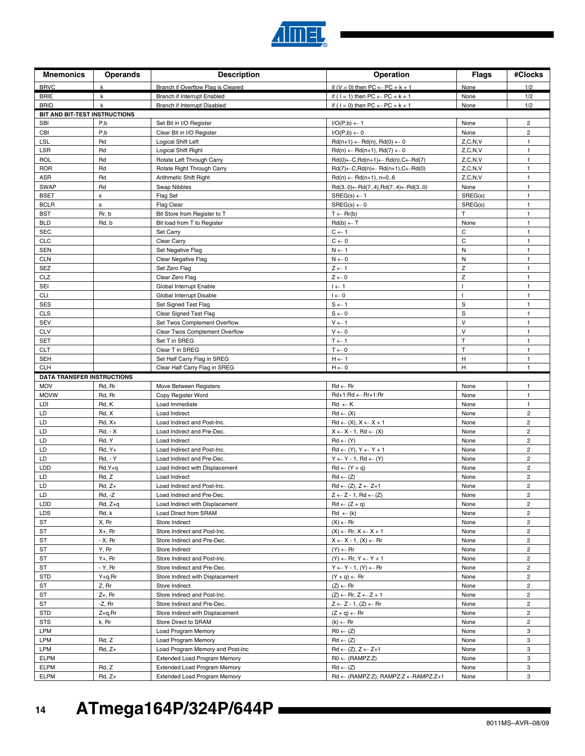| Mnemonics | Operands | Description | Operation | Flags | #Clocks |
|---|---|---|---|---|---|
| BRVC | k | Branch if Overflow Flag is Cleared | if (V = 0) then PC ← PC + k + 1 | None | 1/2 |
| BRIE | k | Branch if Interrupt Enabled | if ( I = 1) then PC ← PC + k + 1 | None | 1/2 |
| BRID | k | Branch if Interrupt Disabled | if ( I = 0) then PC ← PC + k + 1 | None | 1/2 |
| **BIT AND BIT-TEST INSTRUCTIONS** | | | | | |
| SBI | P,b | Set Bit in I/O Register | I/O(P,b) ← 1 | None | 2 |
| CBI | P,b | Clear Bit in I/O Register | I/O(P,b) ← 0 | None | 2 |
| LSL | Rd | Logical Shift Left | Rd(n+1) ← Rd(n), Rd(0) ← 0 | Z,C,N,V | 1 |
| LSR | Rd | Logical Shift Right | Rd(n) ← Rd(n+1), Rd(7) ← 0 | Z,C,N,V | 1 |
| ROL | Rd | Rotate Left Through Carry | Rd(0)←C,Rd(n+1)← Rd(n),C←Rd(7) | Z,C,N,V | 1 |
| ROR | Rd | Rotate Right Through Carry | Rd(7)←C,Rd(n)← Rd(n+1),C←Rd(0) | Z,C,N,V | 1 |
| ASR | Rd | Arithmetic Shift Right | Rd(n) ← Rd(n+1), n=0..6 | Z,C,N,V | 1 |
| SWAP | Rd | Swap Nibbles | Rd(3..0)←Rd(7..4),Rd(7..4)←Rd(3..0) | None | 1 |
| BSET | s | Flag Set | SREG(s) ← 1 | SREG(s) | 1 |
| BCLR | s | Flag Clear | SREG(s) ← 0 | SREG(s) | 1 |
| BST | Rr, b | Bit Store from Register to T | T ← Rr(b) | T | 1 |
| BLD | Rd, b | Bit load from T to Register | Rd(b) ← T | None | 1 |
| SEC | | Set Carry | C ← 1 | C | 1 |
| CLC | | Clear Carry | C ← 0 | C | 1 |
| SEN | | Set Negative Flag | N ← 1 | N | 1 |
| CLN | | Clear Negative Flag | N ← 0 | N | 1 |
| SEZ | | Set Zero Flag | Z ← 1 | Z | 1 |
| CLZ | | Clear Zero Flag | Z ← 0 | Z | 1 |
| SEI | | Global Interrupt Enable | I ← 1 | I | 1 |
| CLI | | Global Interrupt Disable | I ← 0 | I | 1 |
| SES | | Set Signed Test Flag | S ← 1 | S | 1 |
| CLS | | Clear Signed Test Flag | S ← 0 | S | 1 |
| SEV | | Set Twos Complement Overflow. | V ← 1 | V | 1 |
| CLV | | Clear Twos Complement Overflow | V ← 0 | V | 1 |
| SET | | Set T in SREG | T ← 1 | T | 1 |
| CLT | | Clear T in SREG | T ← 0 | T | 1 |
| SEH | | Set Half Carry Flag in SREG | H ← 1 | H | 1 |
| CLH | | Clear Half Carry Flag in SREG | H ← 0 | H | 1 |
| **DATA TRANSFER INSTRUCTIONS** | | | | | |
| MOV | Rd, Rr | Move Between Registers | Rd ← Rr | None | 1 |
| MOVW | Rd, Rr | Copy Register Word | Rd+1:Rd ← Rr+1:Rr | None | 1 |
| LDI | Rd, K | Load Immediate | Rd ← K | None | 1 |
| LD | Rd, X | Load Indirect | Rd ← (X) | None | 2 |
| LD | Rd, X+ | Load Indirect and Post-Inc. | Rd ← (X), X ← X + 1 | None | 2 |
| LD | Rd, - X | Load Indirect and Pre-Dec. | X ← X - 1, Rd ← (X) | None | 2 |
| LD | Rd, Y | Load Indirect | Rd ← (Y) | None | 2 |
| LD | Rd, Y+ | Load Indirect and Post-Inc. | Rd ← (Y), Y ← Y + 1 | None | 2 |
| LD | Rd, - Y | Load Indirect and Pre-Dec. | Y ← Y - 1, Rd ← (Y) | None | 2 |
| LDD | Rd,Y+q | Load Indirect with Displacement | Rd ← (Y + q) | None | 2 |
| LD | Rd, Z | Load Indirect | Rd ← (Z) | None | 2 |
| LD | Rd, Z+ | Load Indirect and Post-Inc. | Rd ← (Z), Z ← Z+1 | None | 2 |
| LD | Rd, -Z | Load Indirect and Pre-Dec. | Z ← Z - 1, Rd ← (Z) | None | 2 |
| LDD | Rd, Z+q | Load Indirect with Displacement | Rd ← (Z + q) | None | 2 |
| LDS | Rd, k | Load Direct from SRAM | Rd ← (k) | None | 2 |
| ST | X, Rr | Store Indirect | (X) ← Rr | None | 2 |
| ST | X+, Rr | Store Indirect and Post-Inc. | (X) ← Rr, X ← X + 1 | None | 2 |
| ST | - X, Rr | Store Indirect and Pre-Dec. | X ← X - 1, (X) ← Rr | None | 2 |
| ST | Y, Rr | Store Indirect | (Y) ← Rr | None | 2 |
| ST | Y+, Rr | Store Indirect and Post-Inc. | (Y) ← Rr, Y ← Y + 1 | None | 2 |
| ST | - Y, Rr | Store Indirect and Pre-Dec. | Y ← Y - 1, (Y) ← Rr | None | 2 |
| STD | Y+q,Rr | Store Indirect with Displacement | (Y + q) ← Rr | None | 2 |
| ST | Z, Rr | Store Indirect | (Z) ← Rr | None | 2 |
| ST | Z+, Rr | Store Indirect and Post-Inc. | (Z) ← Rr, Z ← Z + 1 | None | 2 |
| ST | -Z, Rr | Store Indirect and Pre-Dec. | Z ← Z - 1, (Z) ← Rr | None | 2 |
| STD | Z+q,Rr | Store Indirect with Displacement | (Z + q) ← Rr | None | 2 |
| STS | k, Rr | Store Direct to SRAM | (k) ← Rr | None | 2 |
| LPM | | Load Program Memory | R0 ← (Z) | None | 3 |
| LPM | Rd, Z | Load Program Memory | Rd ← (Z) | None | 3 |
| LPM | Rd, Z+ | Load Program Memory and Post-Inc | Rd ← (Z), Z ← Z+1 | None | 3 |
| ELPM | | Extended Load Program Memory | R0 ← (RAMPZ:Z) | None | 3 |
| ELPM | Rd, Z | Extended Load Program Memory | Rd ← (Z) | None | 3 |
| ELPM | Rd, Z+ | Extended Load Program Memory | Rd ← (RAMPZ:Z), RAMPZ:Z ←RAMPZ:Z+1 | None | 3 |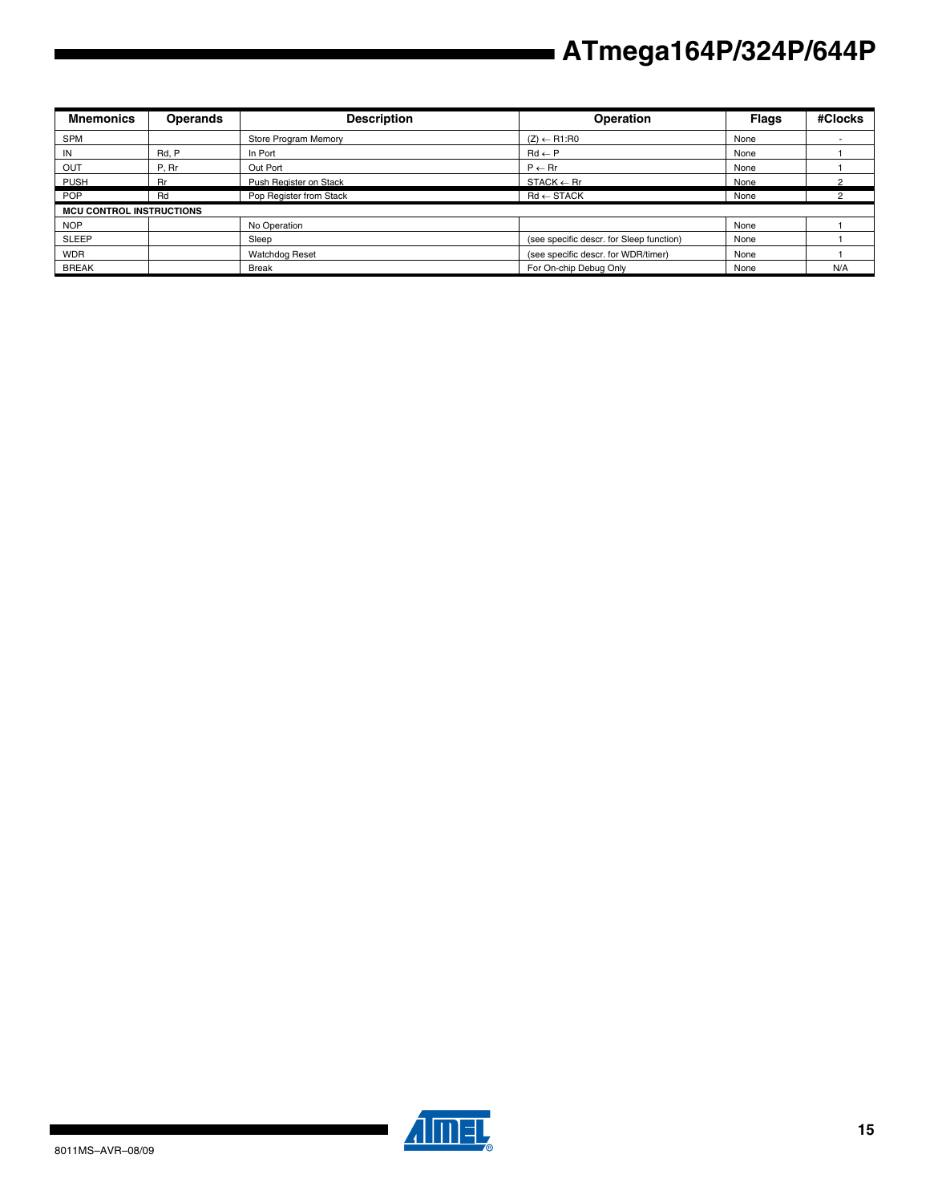| Mnemonics | Operands | Description | Operation | Flags | #Clocks |
|---|---|---|---|---|---|
| SPM | | Store Program Memory | (Z) ← R1:R0 | None | - |
| IN | Rd, P | In Port | Rd ← P | None | 1 |
| OUT | P, Rr | Out Port | P ← Rr | None | 1 |
| PUSH | Rr | Push Register on Stack | STACK ← Rr | None | 2 |
| POP | Rd | Pop Register from Stack | Rd ← STACK | None | 2 |
| **MCU CONTROL INSTRUCTIONS** | | | | | |
| NOP | | No Operation | | None | 1 |
| SLEEP | | Sleep | (see specific descr. for Sleep function) | None | 1 |
| WDR | | Watchdog Reset | (see specific descr. for WDR/timer) | None | 1 |
| BREAK | | Break | For On-chip Debug Only | None | N/A |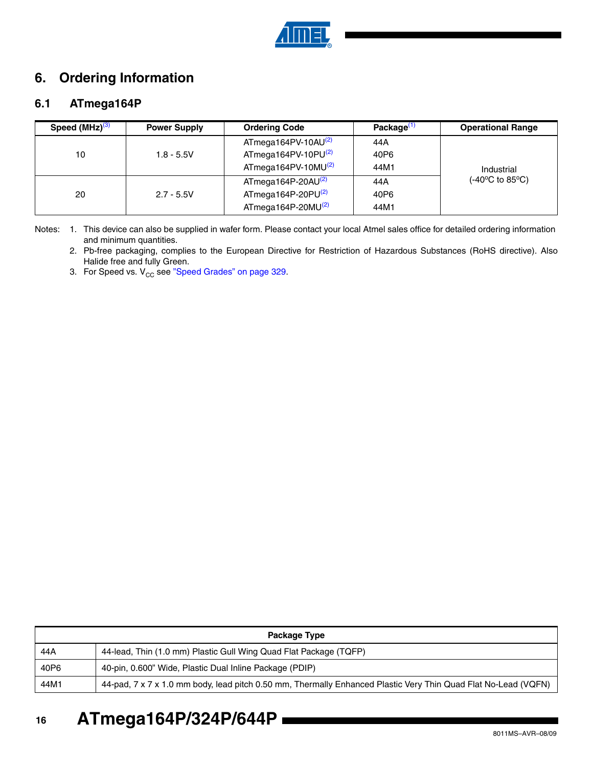# 6. Ordering Information

## 6.1 ATmega164P

| Speed (MHz)[3] | Power Supply | Ordering Code | Package[1] | Operational Range |
|---|---|---|---|---|
| 10 | 1.8 - 5.5V | ATmega164PV-10AU[2]<br>ATmega164PV-10PU[2]<br>ATmega164PV-10MU[2] | 44A<br>40P6<br>44M1 | Industrial<br>(-40°C to 85°C) |
| 20 | 2.7 - 5.5V | ATmega164P-20AU[2]<br>ATmega164P-20PU[2]<br>ATmega164P-20MU[2] | 44A<br>40P6<br>44M1 | |

Notes:
1. This device can also be supplied in wafer form. Please contact your local Atmel sales office for detailed ordering information and minimum quantities.
2. Pb-free packaging, complies to the European Directive for Restriction of Hazardous Substances (RoHS directive). Also Halide free and fully Green.
3. For Speed vs. $V_{CC}$ see "Speed Grades" on page 329.

| Package Type | |
|---|---|
| 44A | 44-lead, Thin (1.0 mm) Plastic Gull Wing Quad Flat Package (TQFP) |
| 40P6 | 40-pin, 0.600" Wide, Plastic Dual Inline Package (PDIP) |
| 44M1 | 44-pad, 7 x 7 x 1.0 mm body, lead pitch 0.50 mm, Thermally Enhanced Plastic Very Thin Quad Flat No-Lead (VQFN) |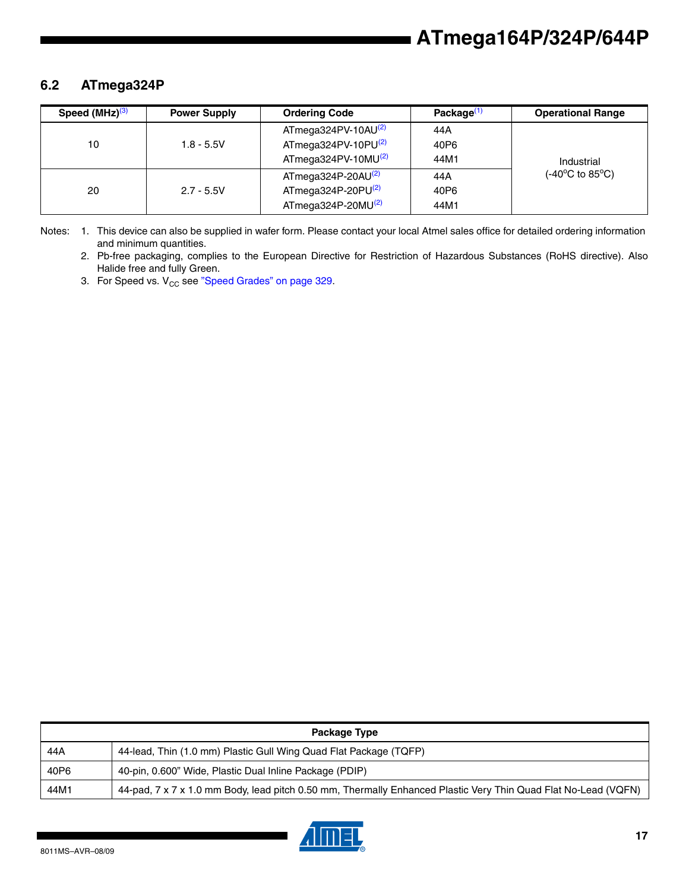## 6.2 ATmega324P

| Speed (MHz)[3] | Power Supply | Ordering Code | Package[1] | Operational Range |
|---|---|---|---|---|
| 10 | 1.8 - 5.5V | ATmega324PV-10AU[2]<br>ATmega324PV-10PU[2]<br>ATmega324PV-10MU[2] | 44A<br>40P6<br>44M1 | Industrial<br>(-40°C to 85°C) |
| 20 | 2.7 - 5.5V | ATmega324P-20AU[2]<br>ATmega324P-20PU[2]<br>ATmega324P-20MU[2] | 44A<br>40P6<br>44M1 | |

Notes:
1. This device can also be supplied in wafer form. Please contact your local Atmel sales office for detailed ordering information and minimum quantities.
2. Pb-free packaging, complies to the European Directive for Restriction of Hazardous Substances (RoHS directive). Also Halide free and fully Green.
3. For Speed vs. $V_{CC}$ see "Speed Grades" on page 329.

| Package Type | |
|---|---|
| 44A | 44-lead, Thin (1.0 mm) Plastic Gull Wing Quad Flat Package (TQFP) |
| 40P6 | 40-pin, 0.600" Wide, Plastic Dual Inline Package (PDIP) |
| 44M1 | 44-pad, 7 x 7 x 1.0 mm Body, lead pitch 0.50 mm, Thermally Enhanced Plastic Very Thin Quad Flat No-Lead (VQFN) |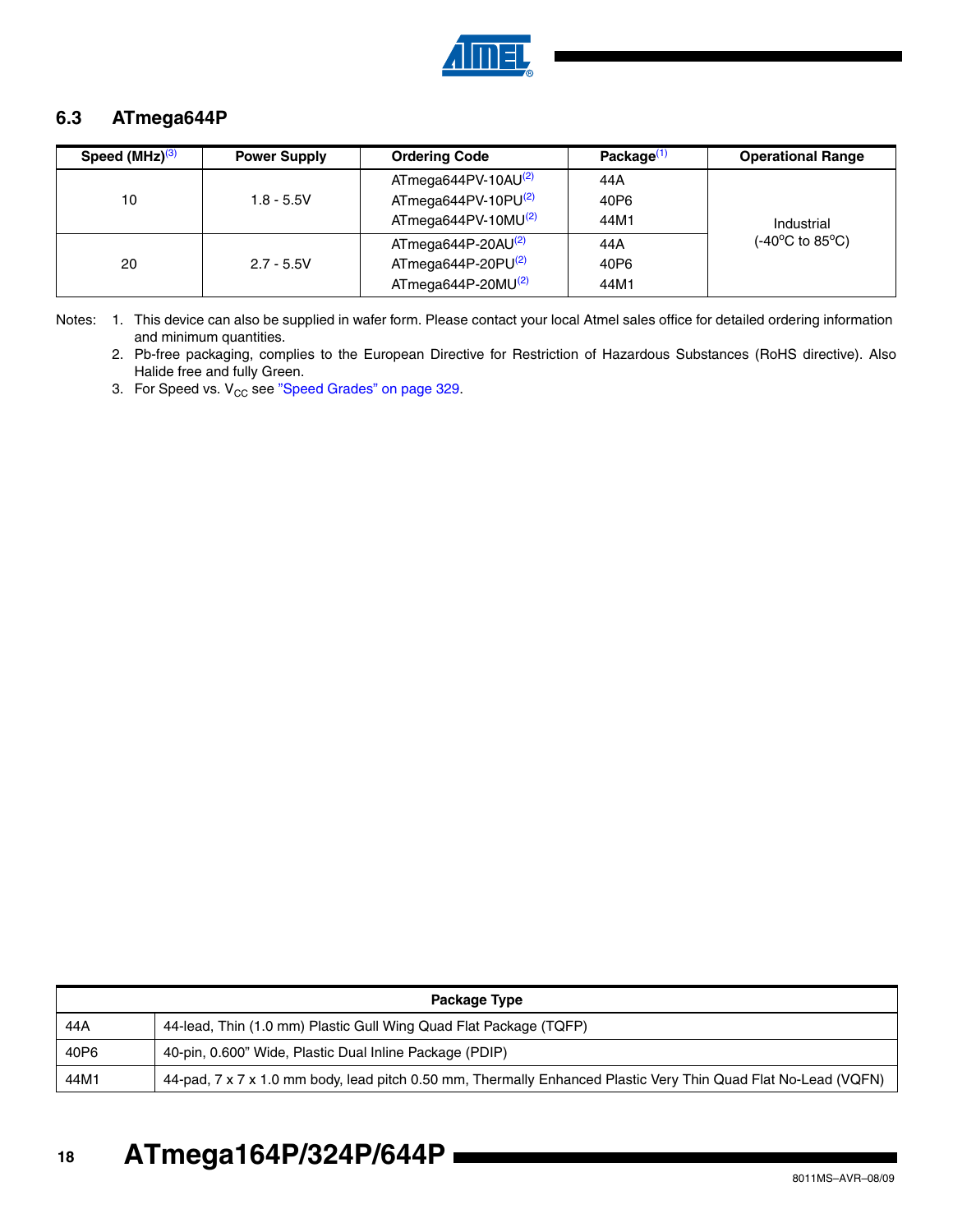## 6.3 ATmega644P

| Speed (MHz)[3] | Power Supply | Ordering Code | Package[1] | Operational Range |
|---|---|---|---|---|
| 10 | 1.8 - 5.5V | ATmega644PV-10AU[2] | 44A | Industrial (-40°C to 85°C) |
| | | ATmega644PV-10PU[2] | 40P6 | |
| | | ATmega644PV-10MU[2] | 44M1 | |
| 20 | 2.7 - 5.5V | ATmega644P-20AU[2] | 44A | |
| | | ATmega644P-20PU[2] | 40P6 | |
| | | ATmega644P-20MU[2] | 44M1 | |

Notes:
1. This device can also be supplied in wafer form. Please contact your local Atmel sales office for detailed ordering information and minimum quantities.
2. Pb-free packaging, complies to the European Directive for Restriction of Hazardous Substances (RoHS directive). Also Halide free and fully Green.
3. For Speed vs. $V_{CC}$ see "Speed Grades" on page 329.

| Package Type | |
|---|---|
| 44A | 44-lead, Thin (1.0 mm) Plastic Gull Wing Quad Flat Package (TQFP) |
| 40P6 | 40-pin, 0.600" Wide, Plastic Dual Inline Package (PDIP) |
| 44M1 | 44-pad, 7 x 7 x 1.0 mm body, lead pitch 0.50 mm, Thermally Enhanced Plastic Very Thin Quad Flat No-Lead (VQFN) |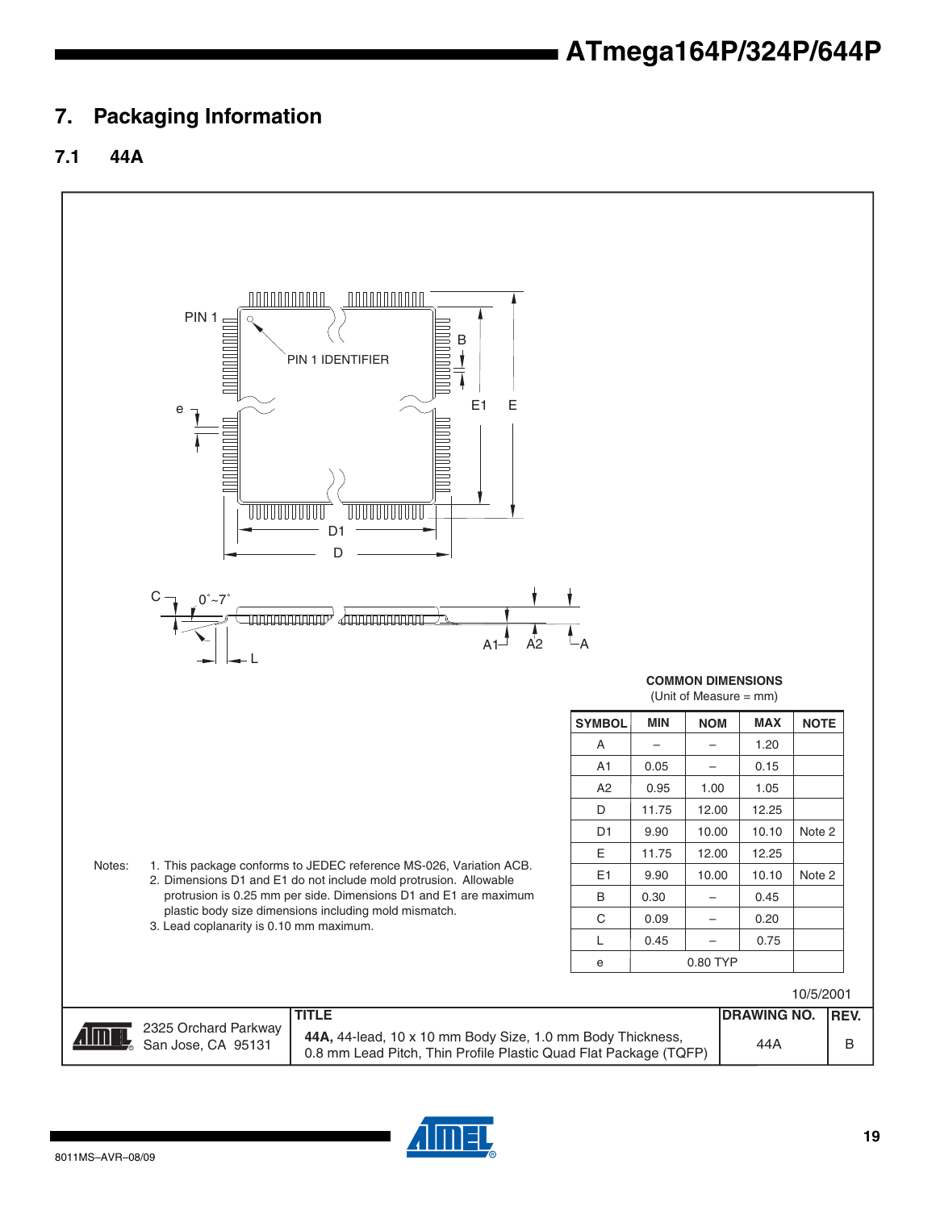# 7. Packaging Information

## 7.1 44A

PIN 1

PIN 1 IDENTIFIER

**COMMON DIMENSIONS**
(Unit of Measure = mm)

| SYMBOL | MIN | NOM | MAX | NOTE |
|---|---|---|---|---|
| A | – | – | 1.20 | |
| A1 | 0.05 | – | 0.15 | |
| A2 | 0.95 | 1.00 | 1.05 | |
| D | 11.75 | 12.00 | 12.25 | |
| D1 | 9.90 | 10.00 | 10.10 | Note 2 |
| E | 11.75 | 12.00 | 12.25 | |
| E1 | 9.90 | 10.00 | 10.10 | Note 2 |
| B | 0.30 | – | 0.45 | |
| C | 0.09 | – | 0.20 | |
| L | 0.45 | – | 0.75 | |
| e | | 0.80 TYP | | |

Notes:
1. This package conforms to JEDEC reference MS-026, Variation ACB.
2. Dimensions D1 and E1 do not include mold protrusion. Allowable protrusion is 0.25 mm per side. Dimensions D1 and E1 are maximum plastic body size dimensions including mold mismatch.
3. Lead coplanarity is 0.10 mm maximum.

10/5/2001

| | TITLE | DRAWING NO. | REV. |
|---|---|---|---|
| 2325 Orchard Parkway San Jose, CA 95131 | **44A,** 44-lead, 10 x 10 mm Body Size, 1.0 mm Body Thickness, 0.8 mm Lead Pitch, Thin Profile Plastic Quad Flat Package (TQFP) | 44A | B |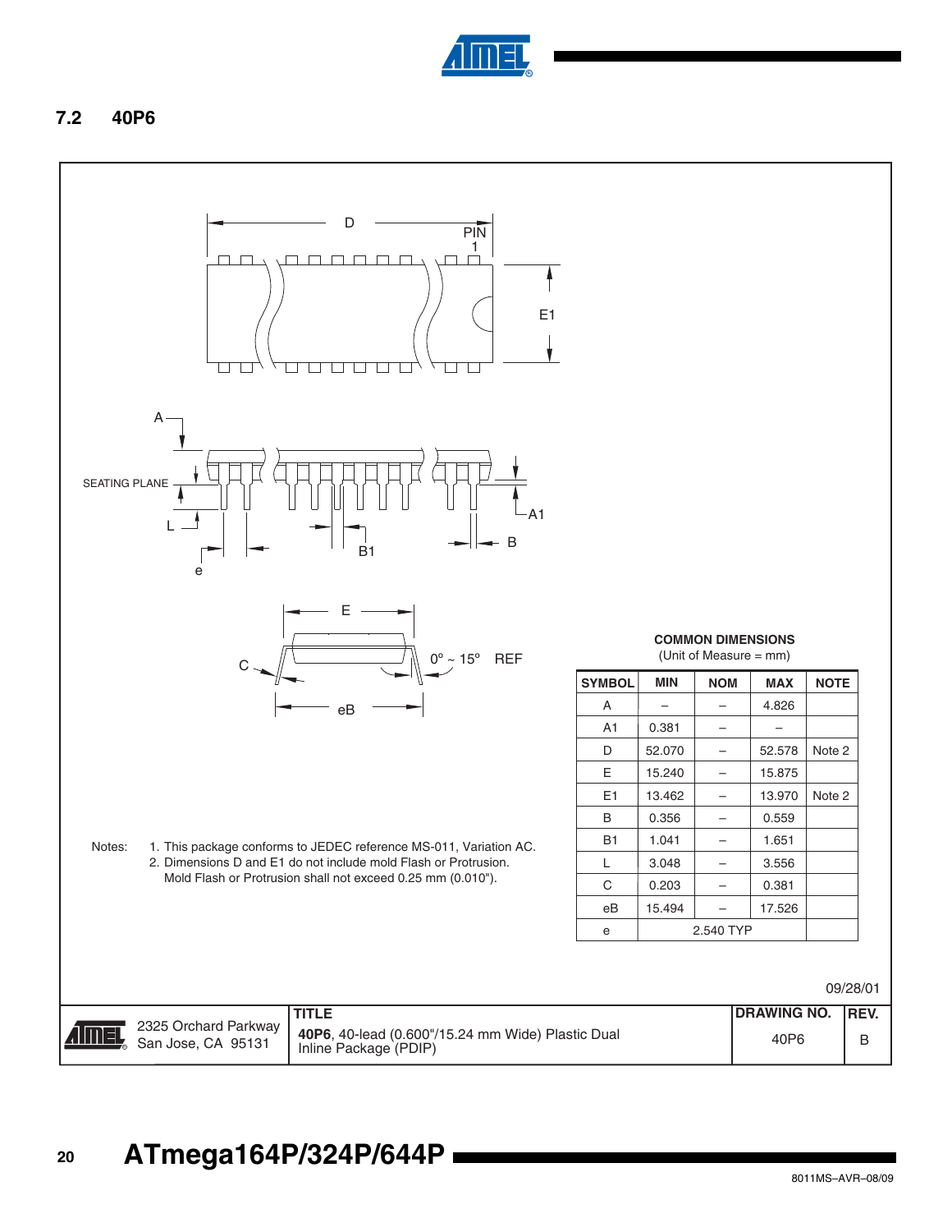## 7.2 40P6

D

PIN 1

E1

A

SEATING PLANE

L

e

B1

A1

B

E

C

0º ~ 15º REF

eB

**COMMON DIMENSIONS**
(Unit of Measure = mm)

| SYMBOL | MIN | NOM | MAX | NOTE |
|---|---|---|---|---|
| A | – | – | 4.826 | |
| A1 | 0.381 | – | – | |
| D | 52.070 | – | 52.578 | Note 2 |
| E | 15.240 | – | 15.875 | |
| E1 | 13.462 | – | 13.970 | Note 2 |
| B | 0.356 | – | 0.559 | |
| B1 | 1.041 | – | 1.651 | |
| L | 3.048 | – | 3.556 | |
| C | 0.203 | – | 0.381 | |
| eB | 15.494 | – | 17.526 | |
| e | 2.540 TYP | | | |

Notes:
1. This package conforms to JEDEC reference MS-011, Variation AC.
2. Dimensions D and E1 do not include mold Flash or Protrusion. Mold Flash or Protrusion shall not exceed 0.25 mm (0.010").

09/28/01

| | TITLE | DRAWING NO. | REV. |
|---|---|---|---|
| 2325 Orchard Parkway San Jose, CA 95131 | **40P6**, 40-lead (0.600"/15.24 mm Wide) Plastic Dual Inline Package (PDIP) | 40P6 | B |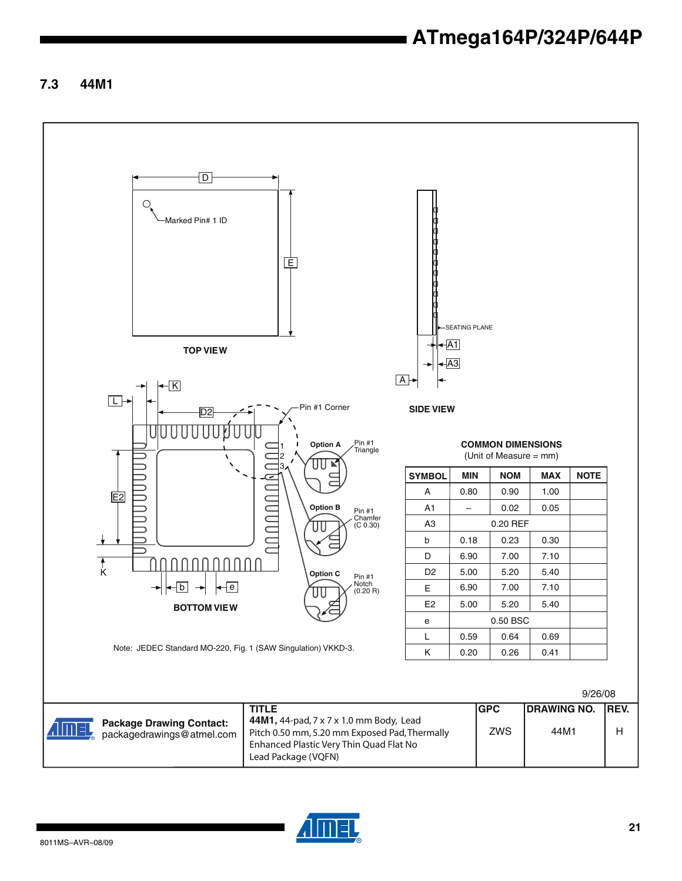## 7.3 44M1

TOP VIEW

Marked Pin# 1 ID

SIDE VIEW

SEATING PLANE

BOTTOM VIEW

Pin #1 Corner

Option A — Pin #1 Triangle

Option B — Pin #1 Chamfer (C 0.30)

Option C — Pin #1 Notch (0.20 R)

Note: JEDEC Standard MO-220, Fig. 1 (SAW Singulation) VKKD-3.

**COMMON DIMENSIONS**
(Unit of Measure = mm)

| SYMBOL | MIN | NOM | MAX | NOTE |
|---|---|---|---|---|
| A | 0.80 | 0.90 | 1.00 | |
| A1 | – | 0.02 | 0.05 | |
| A3 | | 0.20 REF | | |
| b | 0.18 | 0.23 | 0.30 | |
| D | 6.90 | 7.00 | 7.10 | |
| D2 | 5.00 | 5.20 | 5.40 | |
| E | 6.90 | 7.00 | 7.10 | |
| E2 | 5.00 | 5.20 | 5.40 | |
| e | | 0.50 BSC | | |
| L | 0.59 | 0.64 | 0.69 | |
| K | 0.20 | 0.26 | 0.41 | |

9/26/08

| Package Drawing Contact: packagedrawings@atmel.com | TITLE **44M1,** 44-pad, 7 x 7 x 1.0 mm Body, Lead Pitch 0.50 mm, 5.20 mm Exposed Pad, Thermally Enhanced Plastic Very Thin Quad Flat No Lead Package (VQFN) | GPC ZWS | DRAWING NO. 44M1 | REV. H |
|---|---|---|---|---|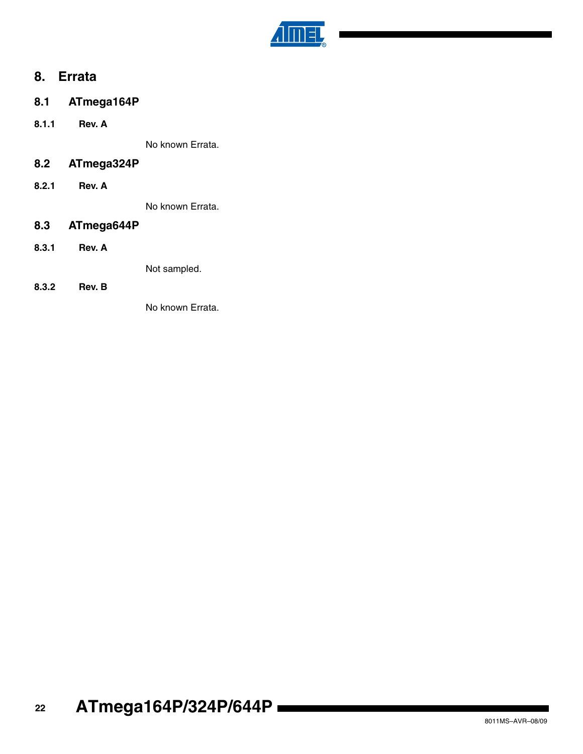# 8. Errata

## 8.1 ATmega164P

### 8.1.1 Rev. A

No known Errata.

## 8.2 ATmega324P

### 8.2.1 Rev. A

No known Errata.

## 8.3 ATmega644P

### 8.3.1 Rev. A

Not sampled.

### 8.3.2 Rev. B

No known Errata.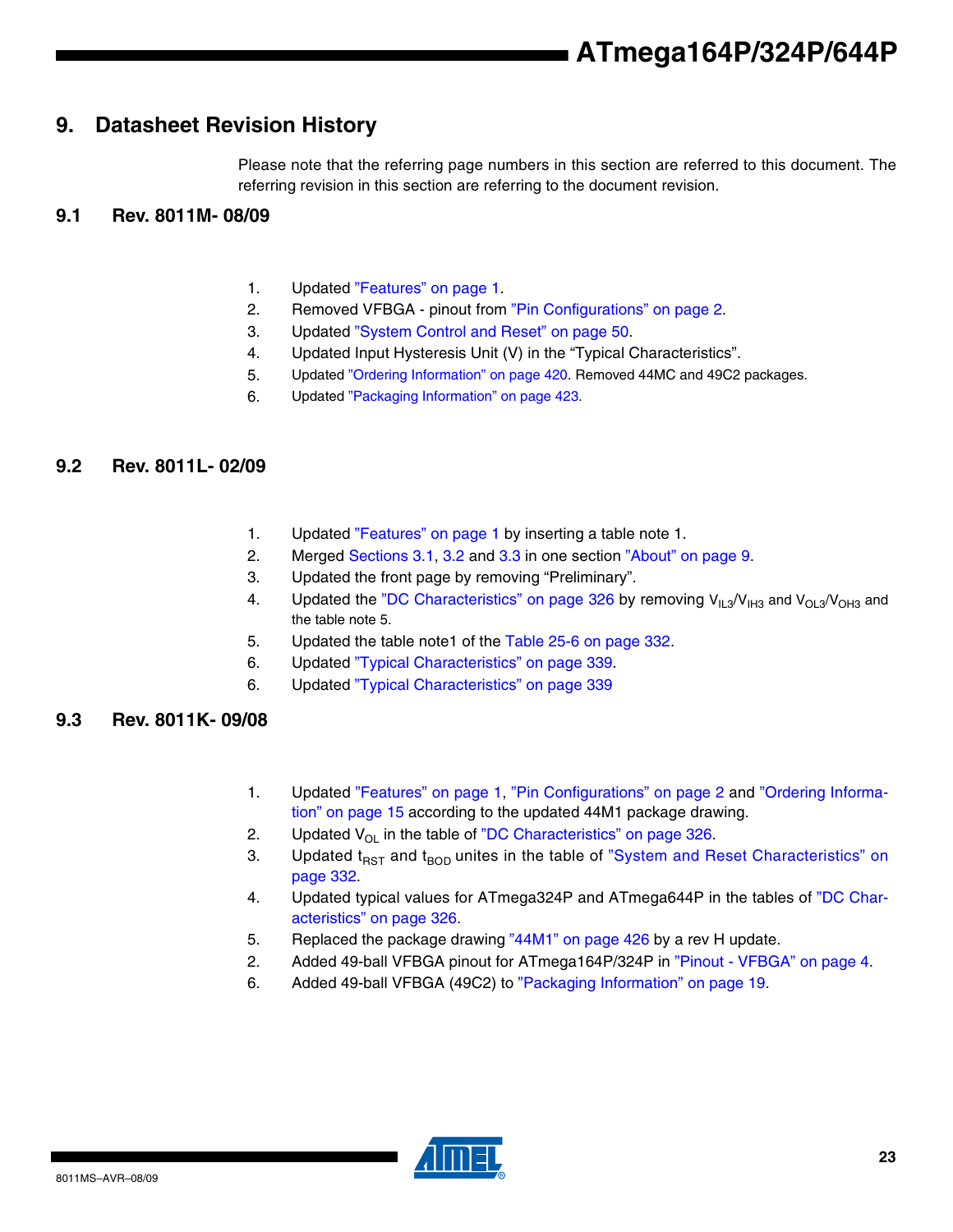## 9. Datasheet Revision History

Please note that the referring page numbers in this section are referred to this document. The referring revision in this section are referring to the document revision.

### 9.1 Rev. 8011M- 08/09

1. Updated "Features" on page 1.
2. Removed VFBGA - pinout from "Pin Configurations" on page 2.
3. Updated "System Control and Reset" on page 50.
4. Updated Input Hysteresis Unit (V) in the "Typical Characteristics".
5. Updated "Ordering Information" on page 420. Removed 44MC and 49C2 packages.
6. Updated "Packaging Information" on page 423.

### 9.2 Rev. 8011L- 02/09

1. Updated "Features" on page 1 by inserting a table note 1.
2. Merged Sections 3.1, 3.2 and 3.3 in one section "About" on page 9.
3. Updated the front page by removing "Preliminary".
4. Updated the "DC Characteristics" on page 326 by removing $V_{IL3}$/$V_{IH3}$ and $V_{OL3}$/$V_{OH3}$ and the table note 5.
5. Updated the table note1 of the Table 25-6 on page 332.
6. Updated "Typical Characteristics" on page 339.
6. Updated "Typical Characteristics" on page 339

### 9.3 Rev. 8011K- 09/08

1. Updated "Features" on page 1, "Pin Configurations" on page 2 and "Ordering Information" on page 15 according to the updated 44M1 package drawing.
2. Updated $V_{OL}$ in the table of "DC Characteristics" on page 326.
3. Updated $t_{RST}$ and $t_{BOD}$ unites in the table of "System and Reset Characteristics" on page 332.
4. Updated typical values for ATmega324P and ATmega644P in the tables of "DC Characteristics" on page 326.
5. Replaced the package drawing "44M1" on page 426 by a rev H update.
2. Added 49-ball VFBGA pinout for ATmega164P/324P in "Pinout - VFBGA" on page 4.
6. Added 49-ball VFBGA (49C2) to "Packaging Information" on page 19.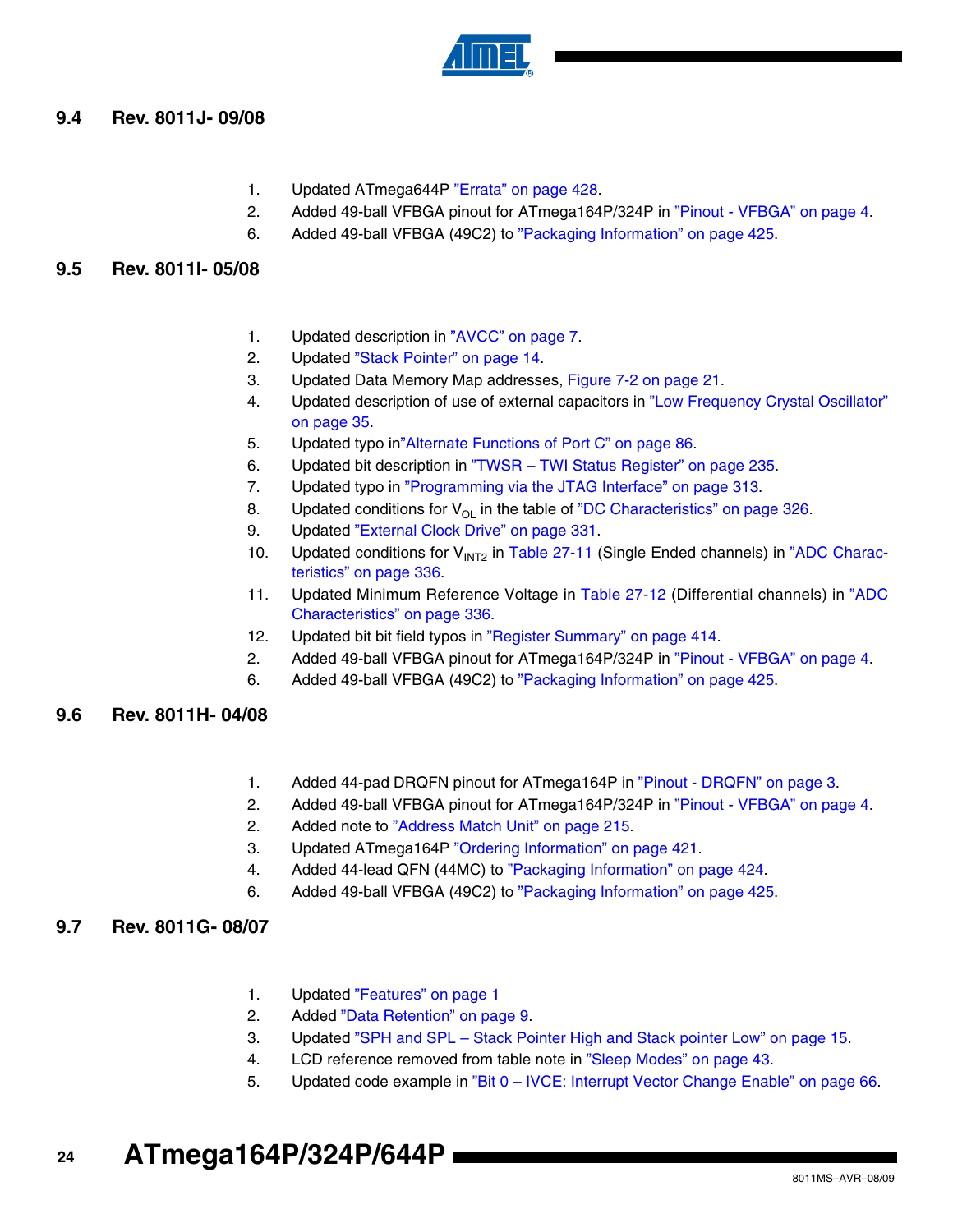## 9.4 Rev. 8011J- 09/08

1. Updated ATmega644P "Errata" on page 428.
2. Added 49-ball VFBGA pinout for ATmega164P/324P in "Pinout - VFBGA" on page 4.
6. Added 49-ball VFBGA (49C2) to "Packaging Information" on page 425.

## 9.5 Rev. 8011I- 05/08

1. Updated description in "AVCC" on page 7.
2. Updated "Stack Pointer" on page 14.
3. Updated Data Memory Map addresses, Figure 7-2 on page 21.
4. Updated description of use of external capacitors in "Low Frequency Crystal Oscillator" on page 35.
5. Updated typo in"Alternate Functions of Port C" on page 86.
6. Updated bit description in "TWSR – TWI Status Register" on page 235.
7. Updated typo in "Programming via the JTAG Interface" on page 313.
8. Updated conditions for $V_{OL}$ in the table of "DC Characteristics" on page 326.
9. Updated "External Clock Drive" on page 331.
10. Updated conditions for $V_{INT2}$ in Table 27-11 (Single Ended channels) in "ADC Characteristics" on page 336.
11. Updated Minimum Reference Voltage in Table 27-12 (Differential channels) in "ADC Characteristics" on page 336.
12. Updated bit bit field typos in "Register Summary" on page 414.
2. Added 49-ball VFBGA pinout for ATmega164P/324P in "Pinout - VFBGA" on page 4.
6. Added 49-ball VFBGA (49C2) to "Packaging Information" on page 425.

## 9.6 Rev. 8011H- 04/08

1. Added 44-pad DRQFN pinout for ATmega164P in "Pinout - DRQFN" on page 3.
2. Added 49-ball VFBGA pinout for ATmega164P/324P in "Pinout - VFBGA" on page 4.
2. Added note to "Address Match Unit" on page 215.
3. Updated ATmega164P "Ordering Information" on page 421.
4. Added 44-lead QFN (44MC) to "Packaging Information" on page 424.
6. Added 49-ball VFBGA (49C2) to "Packaging Information" on page 425.

## 9.7 Rev. 8011G- 08/07

1. Updated "Features" on page 1
2. Added "Data Retention" on page 9.
3. Updated "SPH and SPL – Stack Pointer High and Stack pointer Low" on page 15.
4. LCD reference removed from table note in "Sleep Modes" on page 43.
5. Updated code example in "Bit 0 – IVCE: Interrupt Vector Change Enable" on page 66.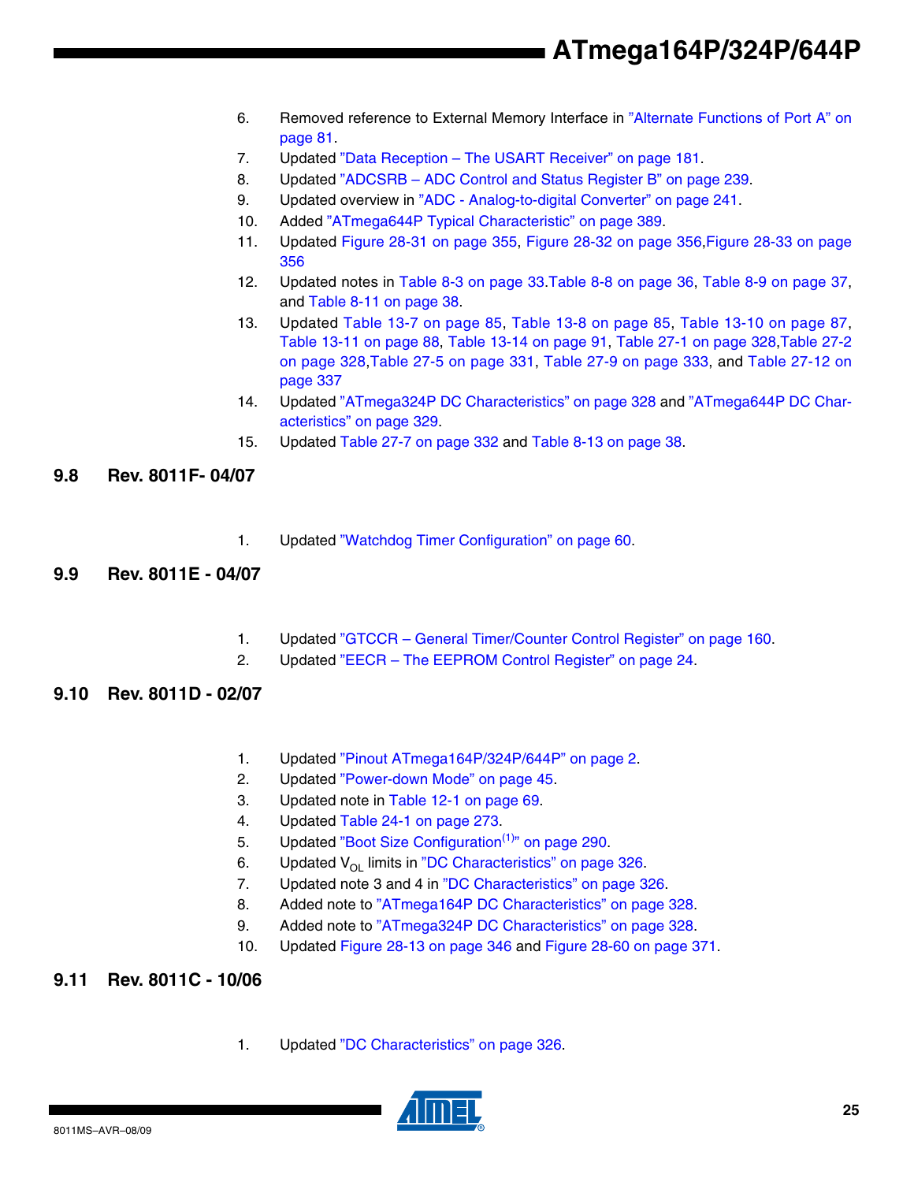6. Removed reference to External Memory Interface in "Alternate Functions of Port A" on page 81.
7. Updated "Data Reception – The USART Receiver" on page 181.
8. Updated "ADCSRB – ADC Control and Status Register B" on page 239.
9. Updated overview in "ADC - Analog-to-digital Converter" on page 241.
10. Added "ATmega644P Typical Characteristic" on page 389.
11. Updated Figure 28-31 on page 355, Figure 28-32 on page 356,Figure 28-33 on page 356
12. Updated notes in Table 8-3 on page 33.Table 8-8 on page 36, Table 8-9 on page 37, and Table 8-11 on page 38.
13. Updated Table 13-7 on page 85, Table 13-8 on page 85, Table 13-10 on page 87, Table 13-11 on page 88, Table 13-14 on page 91, Table 27-1 on page 328,Table 27-2 on page 328,Table 27-5 on page 331, Table 27-9 on page 333, and Table 27-12 on page 337
14. Updated "ATmega324P DC Characteristics" on page 328 and "ATmega644P DC Characteristics" on page 329.
15. Updated Table 27-7 on page 332 and Table 8-13 on page 38.

## 9.8 Rev. 8011F- 04/07

1. Updated "Watchdog Timer Configuration" on page 60.

## 9.9 Rev. 8011E - 04/07

1. Updated "GTCCR – General Timer/Counter Control Register" on page 160.
2. Updated "EECR – The EEPROM Control Register" on page 24.

## 9.10 Rev. 8011D - 02/07

1. Updated "Pinout ATmega164P/324P/644P" on page 2.
2. Updated "Power-down Mode" on page 45.
3. Updated note in Table 12-1 on page 69.
4. Updated Table 24-1 on page 273.
5. Updated "Boot Size Configuration[1]" on page 290.
6. Updated $V_{OL}$ limits in "DC Characteristics" on page 326.
7. Updated note 3 and 4 in "DC Characteristics" on page 326.
8. Added note to "ATmega164P DC Characteristics" on page 328.
9. Added note to "ATmega324P DC Characteristics" on page 328.
10. Updated Figure 28-13 on page 346 and Figure 28-60 on page 371.

## 9.11 Rev. 8011C - 10/06

1. Updated "DC Characteristics" on page 326.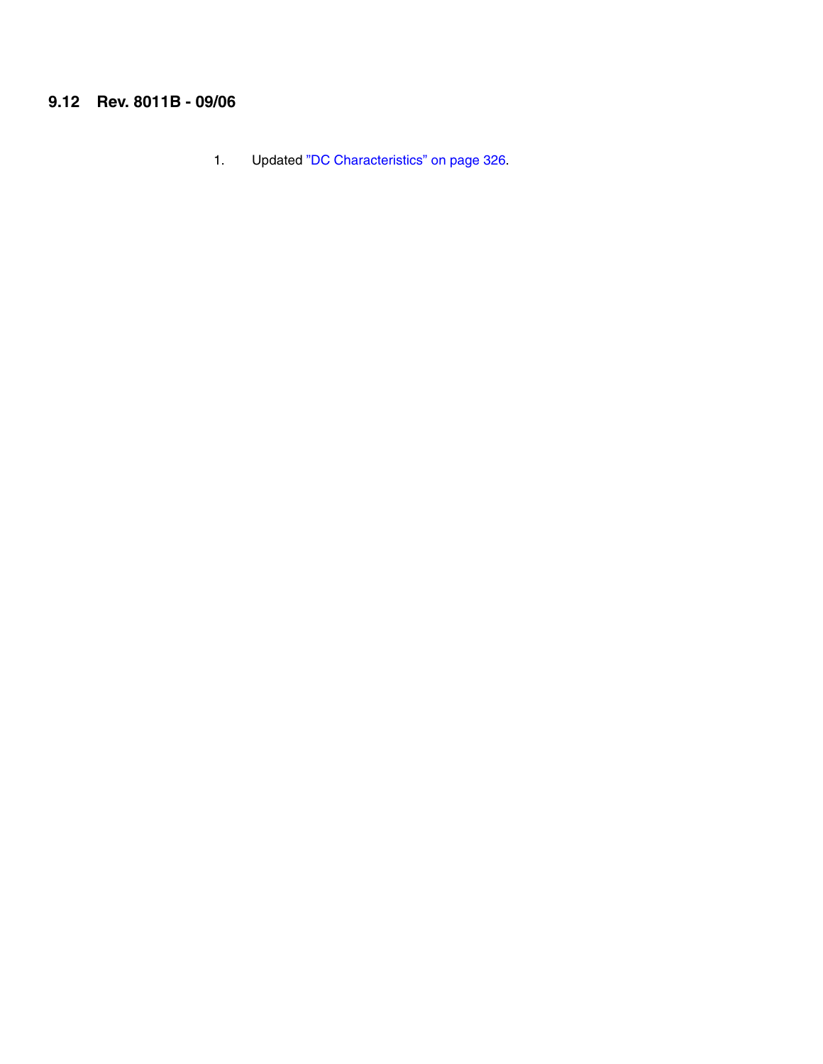## 9.12 Rev. 8011B - 09/06

1. Updated ”DC Characteristics” on page 326.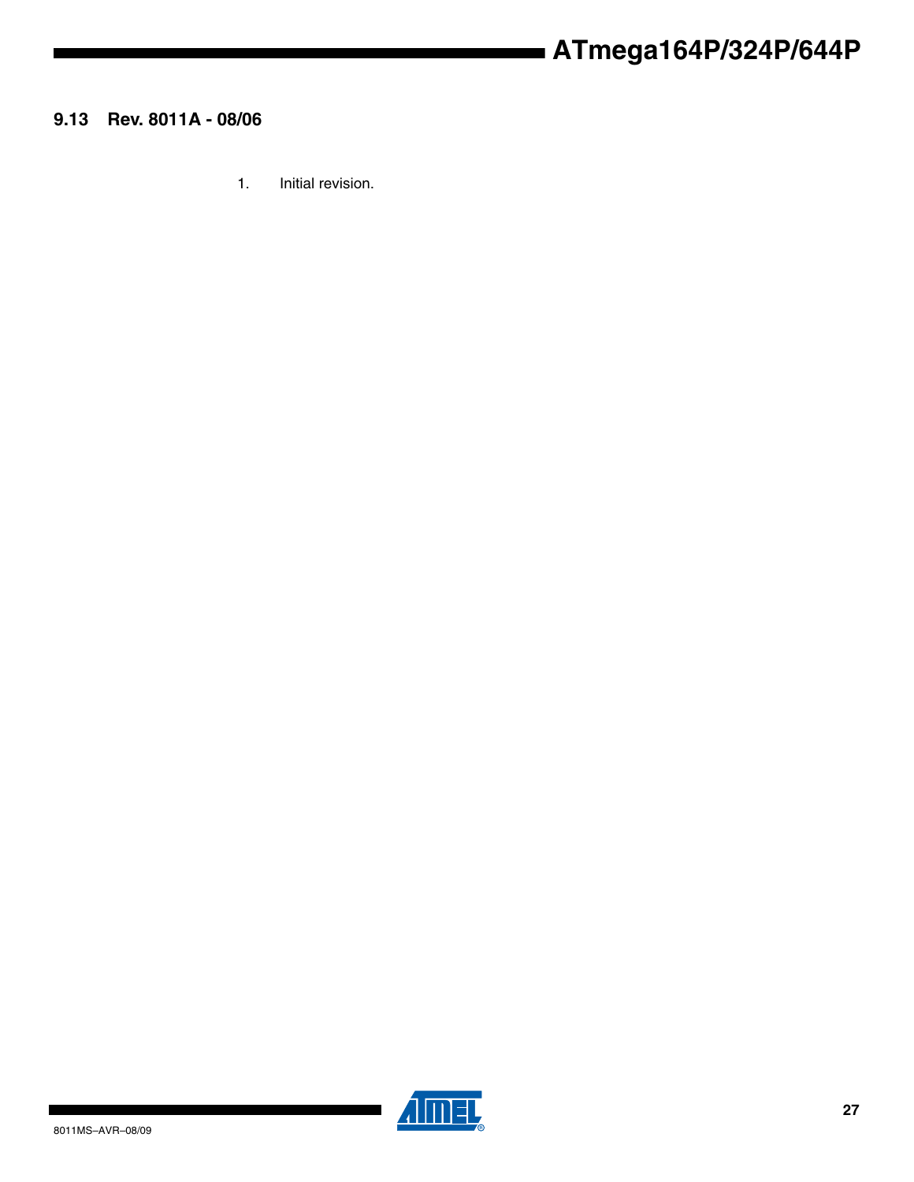### 9.13 Rev. 8011A - 08/06

1. Initial revision.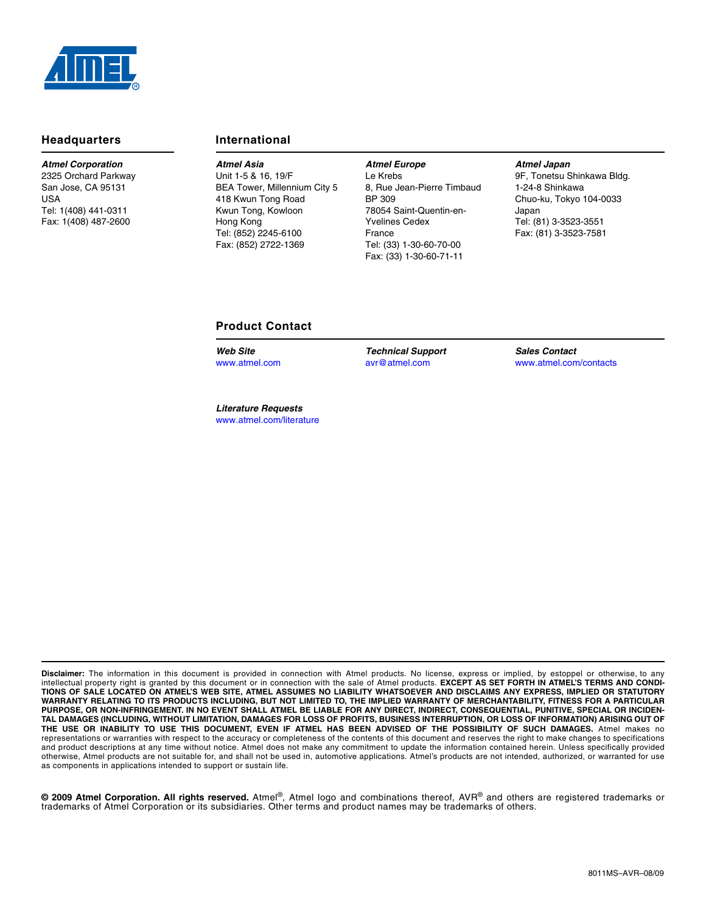## Headquarters

***Atmel Corporation***
2325 Orchard Parkway
San Jose, CA 95131
USA
Tel: 1(408) 441-0311
Fax: 1(408) 487-2600

## International

***Atmel Asia***
Unit 1-5 & 16, 19/F
BEA Tower, Millennium City 5
418 Kwun Tong Road
Kwun Tong, Kowloon
Hong Kong
Tel: (852) 2245-6100
Fax: (852) 2722-1369

***Atmel Europe***
Le Krebs
8, Rue Jean-Pierre Timbaud
BP 309
78054 Saint-Quentin-en-Yvelines Cedex
France
Tel: (33) 1-30-60-70-00
Fax: (33) 1-30-60-71-11

***Atmel Japan***
9F, Tonetsu Shinkawa Bldg.
1-24-8 Shinkawa
Chuo-ku, Tokyo 104-0033
Japan
Tel: (81) 3-3523-3551
Fax: (81) 3-3523-7581

## Product Contact

***Web Site***
www.atmel.com

***Technical Support***
avr@atmel.com

***Sales Contact***
www.atmel.com/contacts

***Literature Requests***
www.atmel.com/literature

**Disclaimer:** The information in this document is provided in connection with Atmel products. No license, express or implied, by estoppel or otherwise, to any intellectual property right is granted by this document or in connection with the sale of Atmel products. **EXCEPT AS SET FORTH IN ATMEL'S TERMS AND CONDITIONS OF SALE LOCATED ON ATMEL'S WEB SITE, ATMEL ASSUMES NO LIABILITY WHATSOEVER AND DISCLAIMS ANY EXPRESS, IMPLIED OR STATUTORY WARRANTY RELATING TO ITS PRODUCTS INCLUDING, BUT NOT LIMITED TO, THE IMPLIED WARRANTY OF MERCHANTABILITY, FITNESS FOR A PARTICULAR PURPOSE, OR NON-INFRINGEMENT. IN NO EVENT SHALL ATMEL BE LIABLE FOR ANY DIRECT, INDIRECT, CONSEQUENTIAL, PUNITIVE, SPECIAL OR INCIDENTAL DAMAGES (INCLUDING, WITHOUT LIMITATION, DAMAGES FOR LOSS OF PROFITS, BUSINESS INTERRUPTION, OR LOSS OF INFORMATION) ARISING OUT OF THE USE OR INABILITY TO USE THIS DOCUMENT, EVEN IF ATMEL HAS BEEN ADVISED OF THE POSSIBILITY OF SUCH DAMAGES.** Atmel makes no representations or warranties with respect to the accuracy or completeness of the contents of this document and reserves the right to make changes to specifications and product descriptions at any time without notice. Atmel does not make any commitment to update the information contained herein. Unless specifically provided otherwise, Atmel products are not suitable for, and shall not be used in, automotive applications. Atmel's products are not intended, authorized, or warranted for use as components in applications intended to support or sustain life.

**© 2009 Atmel Corporation. All rights reserved.** Atmel®, Atmel logo and combinations thereof, AVR® and others are registered trademarks or trademarks of Atmel Corporation or its subsidiaries. Other terms and product names may be trademarks of others.

8011MS–AVR–08/09